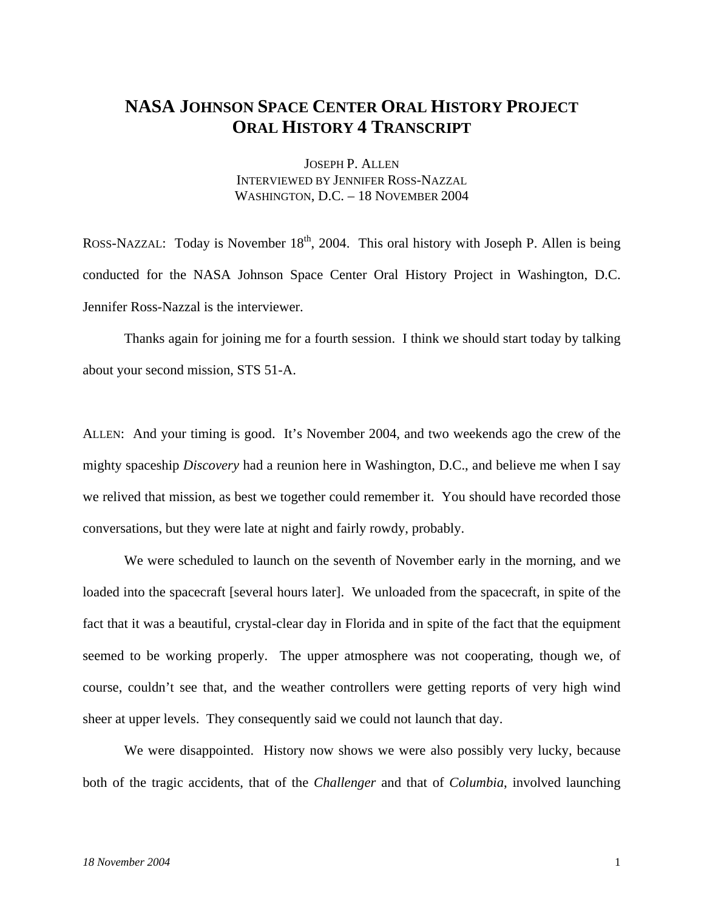# NASA Johnson Space Center Oral History Project
# Oral History 4 Transcript

Joseph P. Allen
Interviewed by Jennifer Ross-Nazzal
Washington, D.C. – 18 November 2004

Ross-Nazzal: Today is November 18th, 2004. This oral history with Joseph P. Allen is being conducted for the NASA Johnson Space Center Oral History Project in Washington, D.C. Jennifer Ross-Nazzal is the interviewer.

Thanks again for joining me for a fourth session. I think we should start today by talking about your second mission, STS 51-A.

Allen: And your timing is good. It's November 2004, and two weekends ago the crew of the mighty spaceship *Discovery* had a reunion here in Washington, D.C., and believe me when I say we relived that mission, as best we together could remember it. You should have recorded those conversations, but they were late at night and fairly rowdy, probably.

We were scheduled to launch on the seventh of November early in the morning, and we loaded into the spacecraft [several hours later]. We unloaded from the spacecraft, in spite of the fact that it was a beautiful, crystal-clear day in Florida and in spite of the fact that the equipment seemed to be working properly. The upper atmosphere was not cooperating, though we, of course, couldn't see that, and the weather controllers were getting reports of very high wind sheer at upper levels. They consequently said we could not launch that day.

We were disappointed. History now shows we were also possibly very lucky, because both of the tragic accidents, that of the *Challenger* and that of *Columbia*, involved launching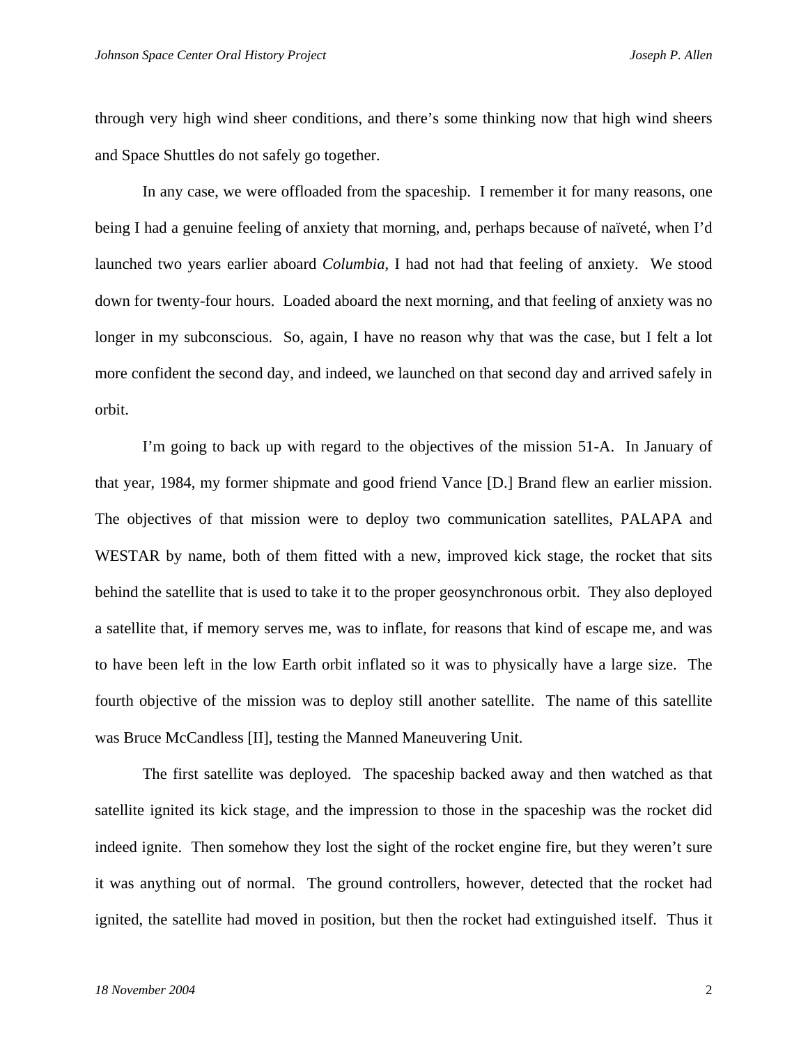through very high wind sheer conditions, and there's some thinking now that high wind sheers and Space Shuttles do not safely go together.

In any case, we were offloaded from the spaceship. I remember it for many reasons, one being I had a genuine feeling of anxiety that morning, and, perhaps because of naïveté, when I'd launched two years earlier aboard *Columbia*, I had not had that feeling of anxiety. We stood down for twenty-four hours. Loaded aboard the next morning, and that feeling of anxiety was no longer in my subconscious. So, again, I have no reason why that was the case, but I felt a lot more confident the second day, and indeed, we launched on that second day and arrived safely in orbit.

I'm going to back up with regard to the objectives of the mission 51-A. In January of that year, 1984, my former shipmate and good friend Vance [D.] Brand flew an earlier mission. The objectives of that mission were to deploy two communication satellites, PALAPA and WESTAR by name, both of them fitted with a new, improved kick stage, the rocket that sits behind the satellite that is used to take it to the proper geosynchronous orbit. They also deployed a satellite that, if memory serves me, was to inflate, for reasons that kind of escape me, and was to have been left in the low Earth orbit inflated so it was to physically have a large size. The fourth objective of the mission was to deploy still another satellite. The name of this satellite was Bruce McCandless [II], testing the Manned Maneuvering Unit.

The first satellite was deployed. The spaceship backed away and then watched as that satellite ignited its kick stage, and the impression to those in the spaceship was the rocket did indeed ignite. Then somehow they lost the sight of the rocket engine fire, but they weren't sure it was anything out of normal. The ground controllers, however, detected that the rocket had ignited, the satellite had moved in position, but then the rocket had extinguished itself. Thus it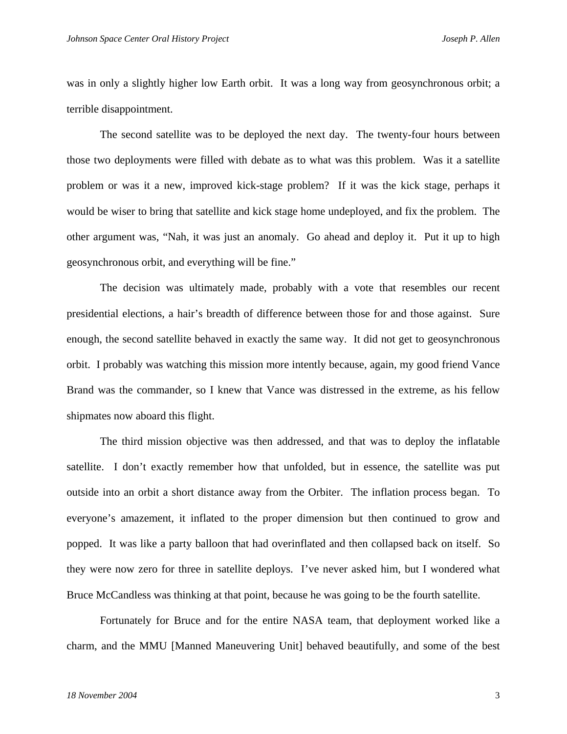was in only a slightly higher low Earth orbit. It was a long way from geosynchronous orbit; a terrible disappointment.

The second satellite was to be deployed the next day. The twenty-four hours between those two deployments were filled with debate as to what was this problem. Was it a satellite problem or was it a new, improved kick-stage problem? If it was the kick stage, perhaps it would be wiser to bring that satellite and kick stage home undeployed, and fix the problem. The other argument was, "Nah, it was just an anomaly. Go ahead and deploy it. Put it up to high geosynchronous orbit, and everything will be fine."

The decision was ultimately made, probably with a vote that resembles our recent presidential elections, a hair's breadth of difference between those for and those against. Sure enough, the second satellite behaved in exactly the same way. It did not get to geosynchronous orbit. I probably was watching this mission more intently because, again, my good friend Vance Brand was the commander, so I knew that Vance was distressed in the extreme, as his fellow shipmates now aboard this flight.

The third mission objective was then addressed, and that was to deploy the inflatable satellite. I don't exactly remember how that unfolded, but in essence, the satellite was put outside into an orbit a short distance away from the Orbiter. The inflation process began. To everyone's amazement, it inflated to the proper dimension but then continued to grow and popped. It was like a party balloon that had overinflated and then collapsed back on itself. So they were now zero for three in satellite deploys. I've never asked him, but I wondered what Bruce McCandless was thinking at that point, because he was going to be the fourth satellite.

Fortunately for Bruce and for the entire NASA team, that deployment worked like a charm, and the MMU [Manned Maneuvering Unit] behaved beautifully, and some of the best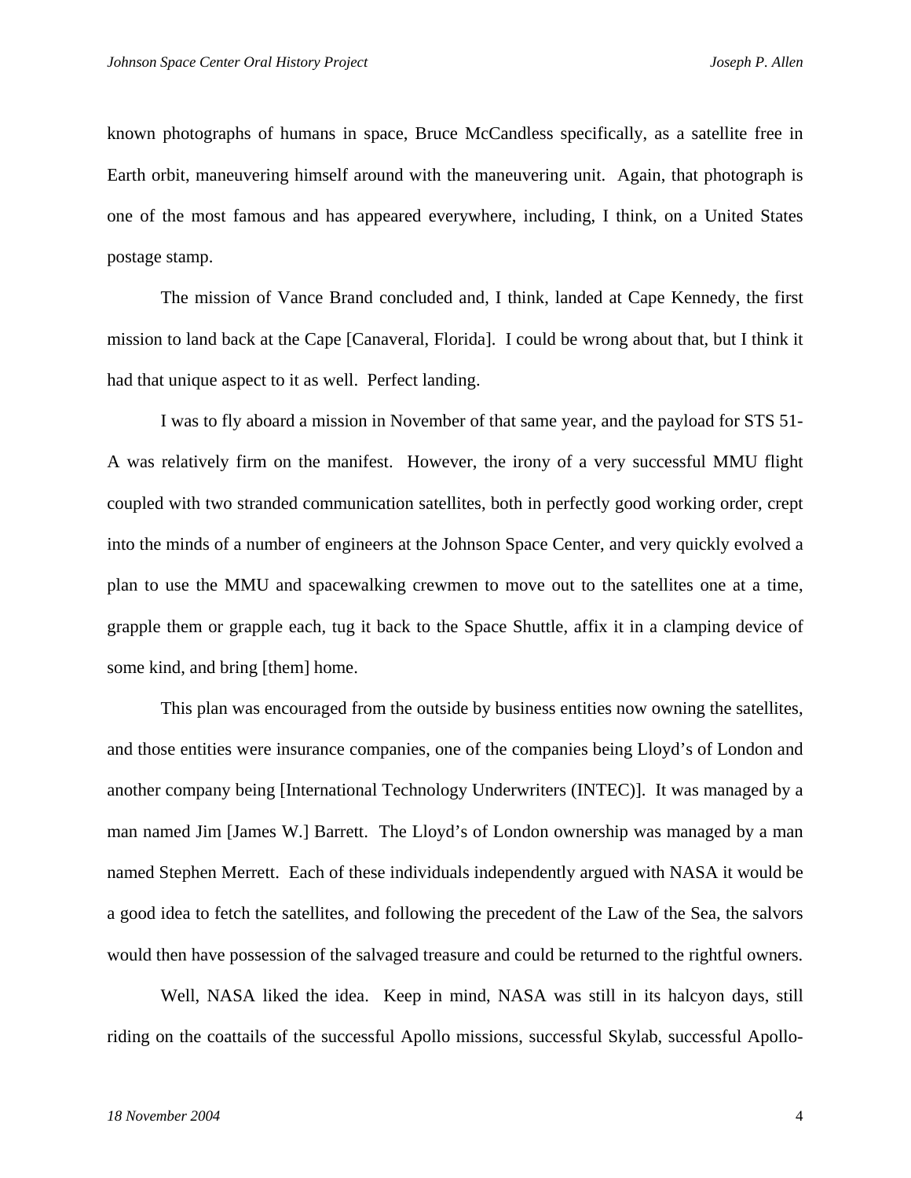known photographs of humans in space, Bruce McCandless specifically, as a satellite free in Earth orbit, maneuvering himself around with the maneuvering unit. Again, that photograph is one of the most famous and has appeared everywhere, including, I think, on a United States postage stamp.

The mission of Vance Brand concluded and, I think, landed at Cape Kennedy, the first mission to land back at the Cape [Canaveral, Florida]. I could be wrong about that, but I think it had that unique aspect to it as well. Perfect landing.

I was to fly aboard a mission in November of that same year, and the payload for STS 51-A was relatively firm on the manifest. However, the irony of a very successful MMU flight coupled with two stranded communication satellites, both in perfectly good working order, crept into the minds of a number of engineers at the Johnson Space Center, and very quickly evolved a plan to use the MMU and spacewalking crewmen to move out to the satellites one at a time, grapple them or grapple each, tug it back to the Space Shuttle, affix it in a clamping device of some kind, and bring [them] home.

This plan was encouraged from the outside by business entities now owning the satellites, and those entities were insurance companies, one of the companies being Lloyd's of London and another company being [International Technology Underwriters (INTEC)]. It was managed by a man named Jim [James W.] Barrett. The Lloyd's of London ownership was managed by a man named Stephen Merrett. Each of these individuals independently argued with NASA it would be a good idea to fetch the satellites, and following the precedent of the Law of the Sea, the salvors would then have possession of the salvaged treasure and could be returned to the rightful owners.

Well, NASA liked the idea. Keep in mind, NASA was still in its halcyon days, still riding on the coattails of the successful Apollo missions, successful Skylab, successful Apollo-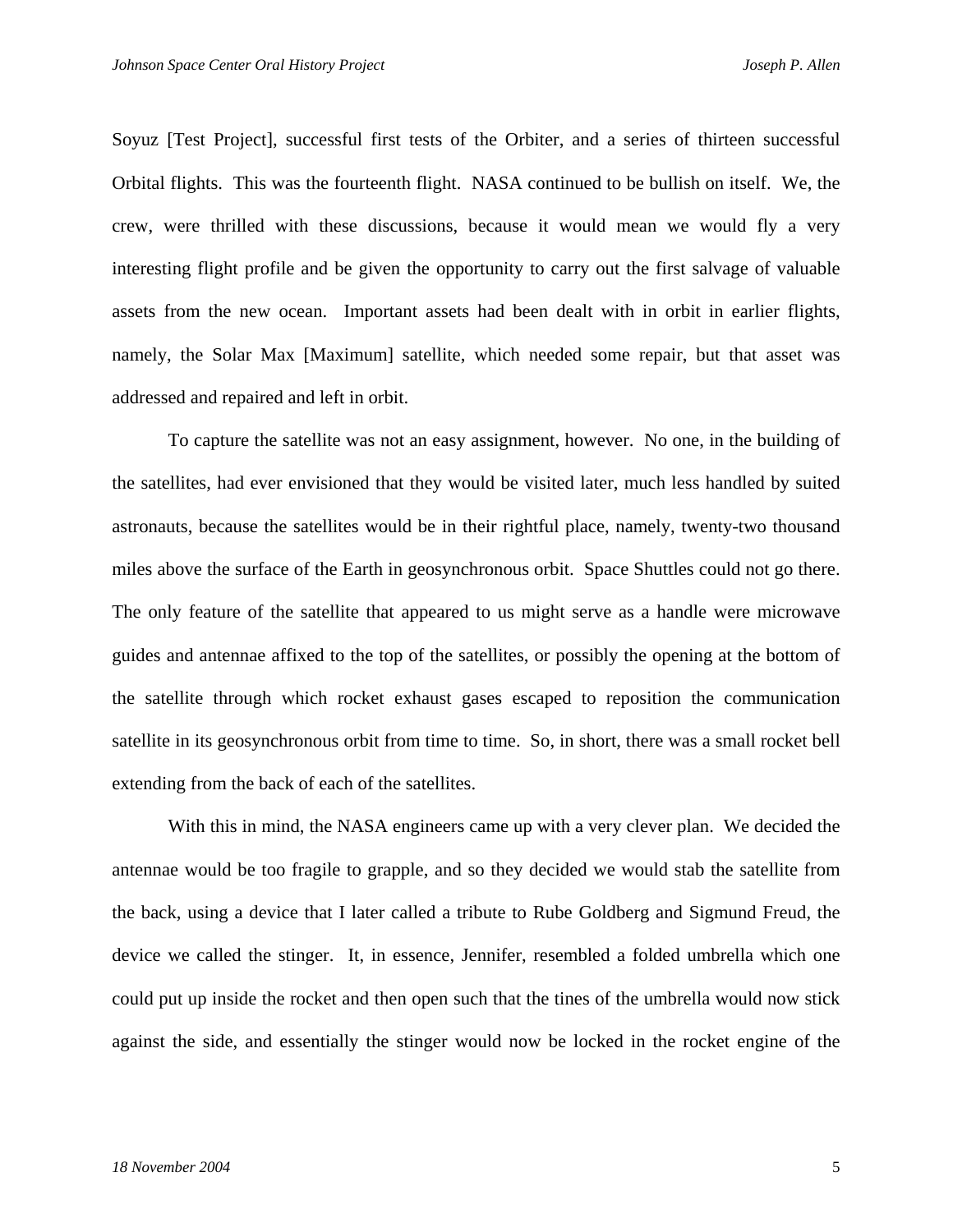Soyuz [Test Project], successful first tests of the Orbiter, and a series of thirteen successful Orbital flights. This was the fourteenth flight. NASA continued to be bullish on itself. We, the crew, were thrilled with these discussions, because it would mean we would fly a very interesting flight profile and be given the opportunity to carry out the first salvage of valuable assets from the new ocean. Important assets had been dealt with in orbit in earlier flights, namely, the Solar Max [Maximum] satellite, which needed some repair, but that asset was addressed and repaired and left in orbit.

To capture the satellite was not an easy assignment, however. No one, in the building of the satellites, had ever envisioned that they would be visited later, much less handled by suited astronauts, because the satellites would be in their rightful place, namely, twenty-two thousand miles above the surface of the Earth in geosynchronous orbit. Space Shuttles could not go there. The only feature of the satellite that appeared to us might serve as a handle were microwave guides and antennae affixed to the top of the satellites, or possibly the opening at the bottom of the satellite through which rocket exhaust gases escaped to reposition the communication satellite in its geosynchronous orbit from time to time. So, in short, there was a small rocket bell extending from the back of each of the satellites.

With this in mind, the NASA engineers came up with a very clever plan. We decided the antennae would be too fragile to grapple, and so they decided we would stab the satellite from the back, using a device that I later called a tribute to Rube Goldberg and Sigmund Freud, the device we called the stinger. It, in essence, Jennifer, resembled a folded umbrella which one could put up inside the rocket and then open such that the tines of the umbrella would now stick against the side, and essentially the stinger would now be locked in the rocket engine of the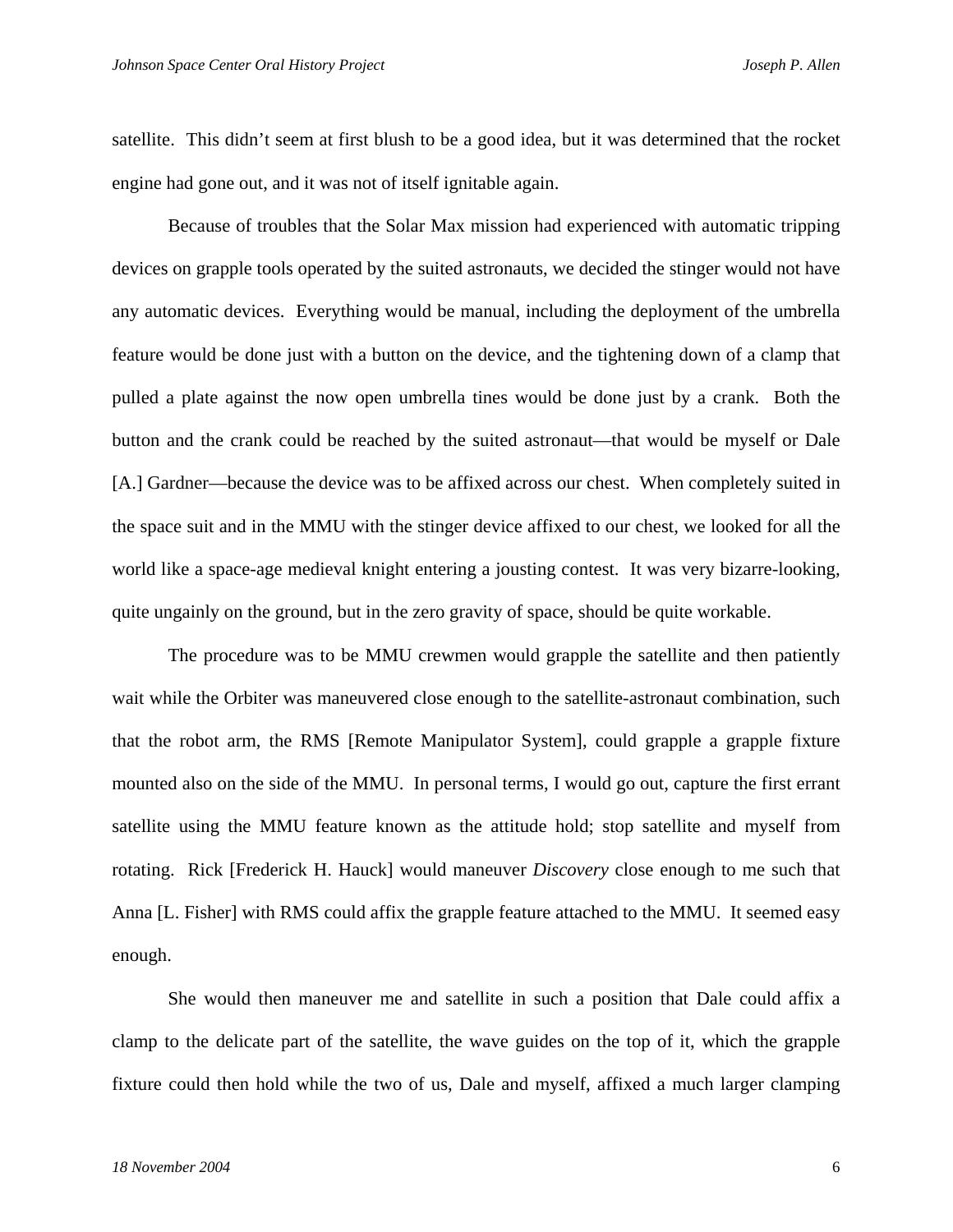satellite. This didn't seem at first blush to be a good idea, but it was determined that the rocket engine had gone out, and it was not of itself ignitable again.

Because of troubles that the Solar Max mission had experienced with automatic tripping devices on grapple tools operated by the suited astronauts, we decided the stinger would not have any automatic devices. Everything would be manual, including the deployment of the umbrella feature would be done just with a button on the device, and the tightening down of a clamp that pulled a plate against the now open umbrella tines would be done just by a crank. Both the button and the crank could be reached by the suited astronaut—that would be myself or Dale [A.] Gardner—because the device was to be affixed across our chest. When completely suited in the space suit and in the MMU with the stinger device affixed to our chest, we looked for all the world like a space-age medieval knight entering a jousting contest. It was very bizarre-looking, quite ungainly on the ground, but in the zero gravity of space, should be quite workable.

The procedure was to be MMU crewmen would grapple the satellite and then patiently wait while the Orbiter was maneuvered close enough to the satellite-astronaut combination, such that the robot arm, the RMS [Remote Manipulator System], could grapple a grapple fixture mounted also on the side of the MMU. In personal terms, I would go out, capture the first errant satellite using the MMU feature known as the attitude hold; stop satellite and myself from rotating. Rick [Frederick H. Hauck] would maneuver *Discovery* close enough to me such that Anna [L. Fisher] with RMS could affix the grapple feature attached to the MMU. It seemed easy enough.

She would then maneuver me and satellite in such a position that Dale could affix a clamp to the delicate part of the satellite, the wave guides on the top of it, which the grapple fixture could then hold while the two of us, Dale and myself, affixed a much larger clamping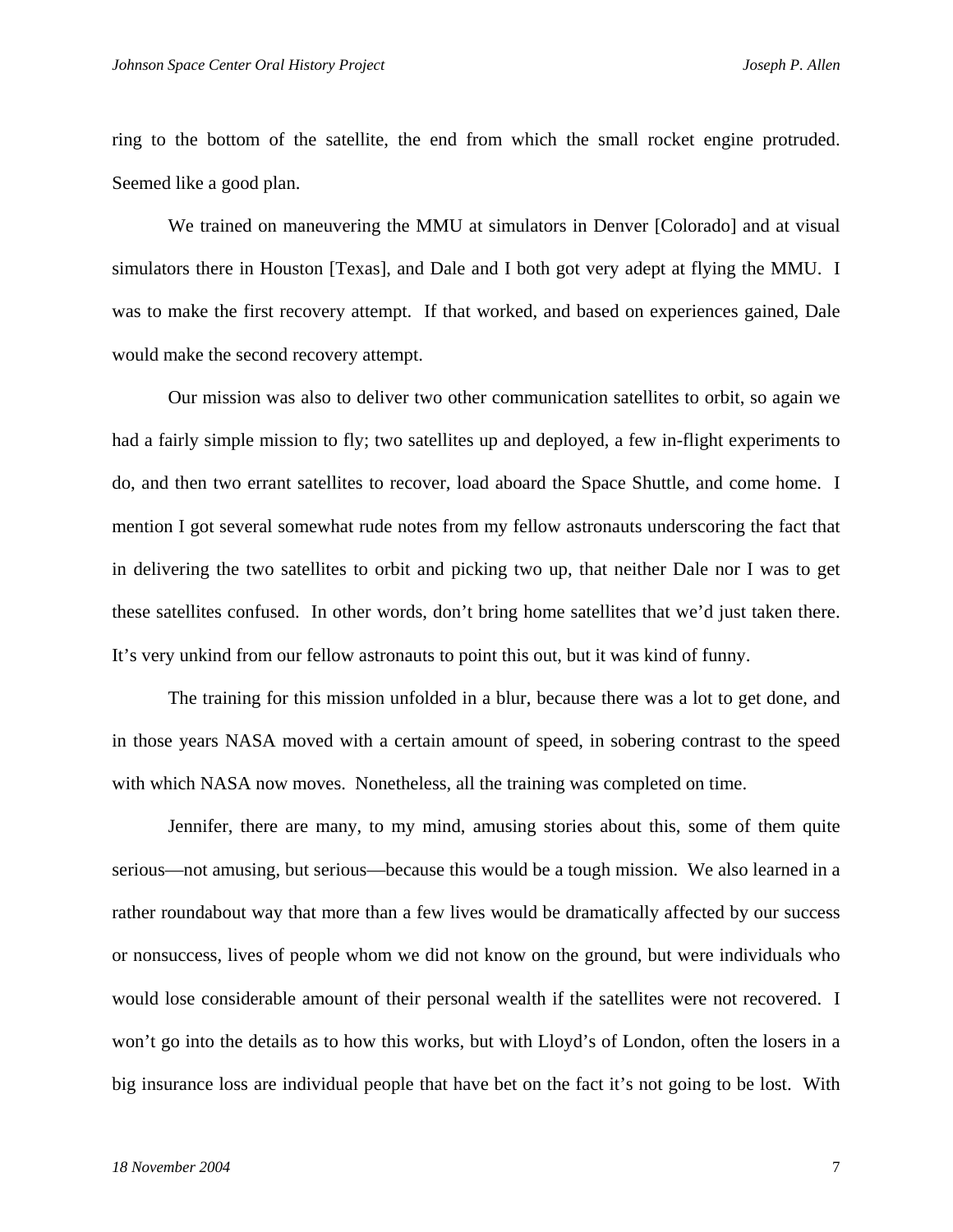ring to the bottom of the satellite, the end from which the small rocket engine protruded. Seemed like a good plan.

We trained on maneuvering the MMU at simulators in Denver [Colorado] and at visual simulators there in Houston [Texas], and Dale and I both got very adept at flying the MMU. I was to make the first recovery attempt. If that worked, and based on experiences gained, Dale would make the second recovery attempt.

Our mission was also to deliver two other communication satellites to orbit, so again we had a fairly simple mission to fly; two satellites up and deployed, a few in-flight experiments to do, and then two errant satellites to recover, load aboard the Space Shuttle, and come home. I mention I got several somewhat rude notes from my fellow astronauts underscoring the fact that in delivering the two satellites to orbit and picking two up, that neither Dale nor I was to get these satellites confused. In other words, don't bring home satellites that we'd just taken there. It's very unkind from our fellow astronauts to point this out, but it was kind of funny.

The training for this mission unfolded in a blur, because there was a lot to get done, and in those years NASA moved with a certain amount of speed, in sobering contrast to the speed with which NASA now moves. Nonetheless, all the training was completed on time.

Jennifer, there are many, to my mind, amusing stories about this, some of them quite serious—not amusing, but serious—because this would be a tough mission. We also learned in a rather roundabout way that more than a few lives would be dramatically affected by our success or nonsuccess, lives of people whom we did not know on the ground, but were individuals who would lose considerable amount of their personal wealth if the satellites were not recovered. I won't go into the details as to how this works, but with Lloyd's of London, often the losers in a big insurance loss are individual people that have bet on the fact it's not going to be lost. With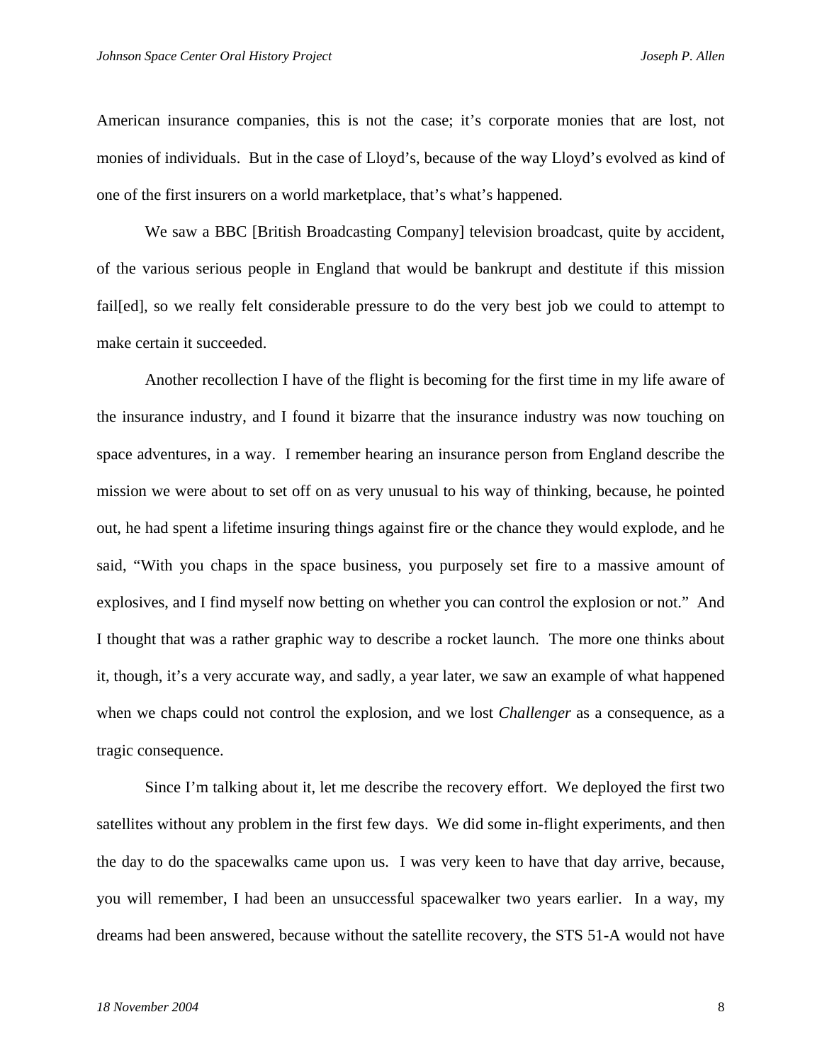American insurance companies, this is not the case; it's corporate monies that are lost, not monies of individuals. But in the case of Lloyd's, because of the way Lloyd's evolved as kind of one of the first insurers on a world marketplace, that's what's happened.

We saw a BBC [British Broadcasting Company] television broadcast, quite by accident, of the various serious people in England that would be bankrupt and destitute if this mission fail[ed], so we really felt considerable pressure to do the very best job we could to attempt to make certain it succeeded.

Another recollection I have of the flight is becoming for the first time in my life aware of the insurance industry, and I found it bizarre that the insurance industry was now touching on space adventures, in a way. I remember hearing an insurance person from England describe the mission we were about to set off on as very unusual to his way of thinking, because, he pointed out, he had spent a lifetime insuring things against fire or the chance they would explode, and he said, "With you chaps in the space business, you purposely set fire to a massive amount of explosives, and I find myself now betting on whether you can control the explosion or not." And I thought that was a rather graphic way to describe a rocket launch. The more one thinks about it, though, it's a very accurate way, and sadly, a year later, we saw an example of what happened when we chaps could not control the explosion, and we lost *Challenger* as a consequence, as a tragic consequence.

Since I'm talking about it, let me describe the recovery effort. We deployed the first two satellites without any problem in the first few days. We did some in-flight experiments, and then the day to do the spacewalks came upon us. I was very keen to have that day arrive, because, you will remember, I had been an unsuccessful spacewalker two years earlier. In a way, my dreams had been answered, because without the satellite recovery, the STS 51-A would not have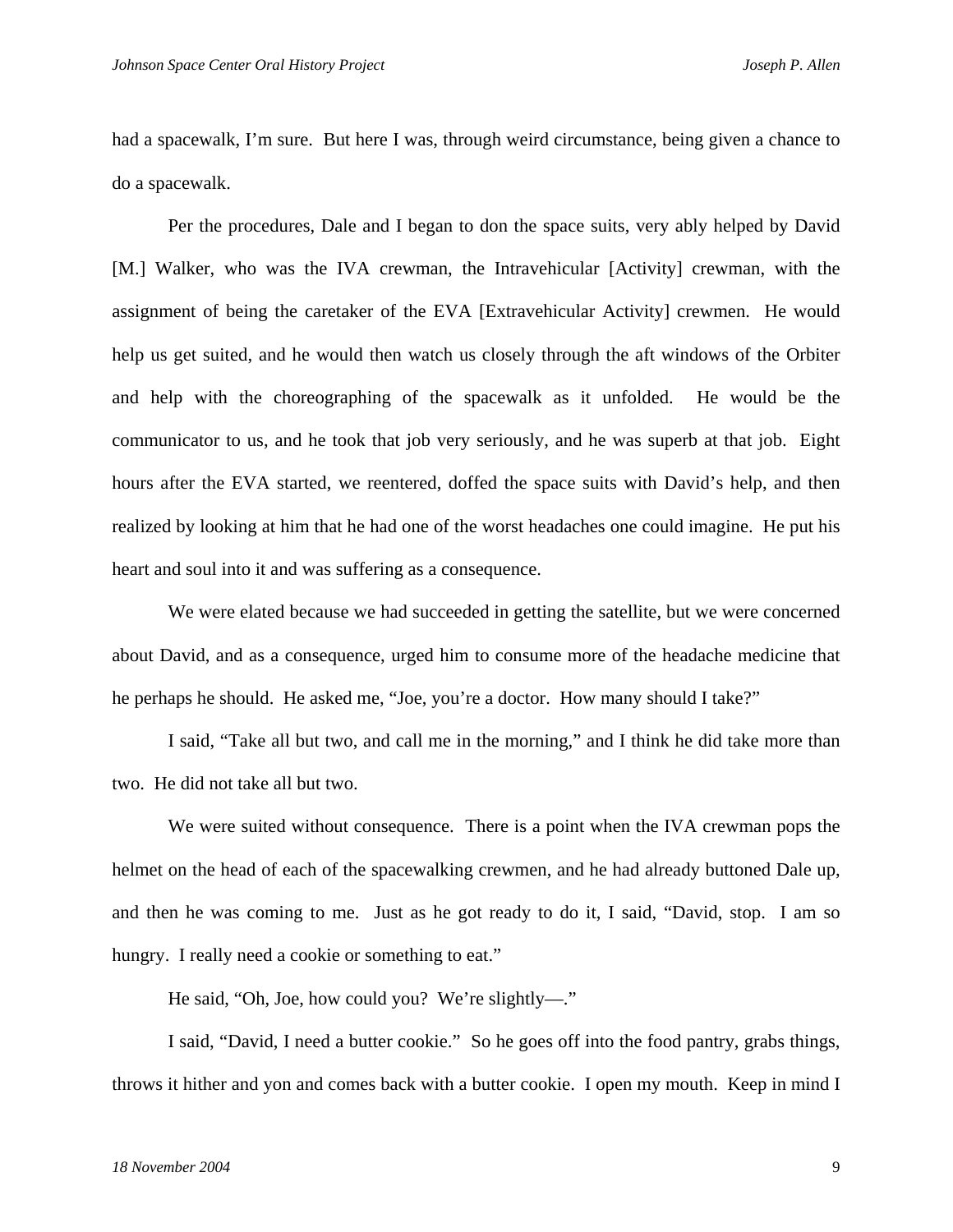had a spacewalk, I'm sure. But here I was, through weird circumstance, being given a chance to do a spacewalk.

Per the procedures, Dale and I began to don the space suits, very ably helped by David [M.] Walker, who was the IVA crewman, the Intravehicular [Activity] crewman, with the assignment of being the caretaker of the EVA [Extravehicular Activity] crewmen. He would help us get suited, and he would then watch us closely through the aft windows of the Orbiter and help with the choreographing of the spacewalk as it unfolded. He would be the communicator to us, and he took that job very seriously, and he was superb at that job. Eight hours after the EVA started, we reentered, doffed the space suits with David's help, and then realized by looking at him that he had one of the worst headaches one could imagine. He put his heart and soul into it and was suffering as a consequence.

We were elated because we had succeeded in getting the satellite, but we were concerned about David, and as a consequence, urged him to consume more of the headache medicine that he perhaps he should. He asked me, "Joe, you're a doctor. How many should I take?"

I said, "Take all but two, and call me in the morning," and I think he did take more than two. He did not take all but two.

We were suited without consequence. There is a point when the IVA crewman pops the helmet on the head of each of the spacewalking crewmen, and he had already buttoned Dale up, and then he was coming to me. Just as he got ready to do it, I said, "David, stop. I am so hungry. I really need a cookie or something to eat."

He said, "Oh, Joe, how could you? We're slightly—."

I said, "David, I need a butter cookie." So he goes off into the food pantry, grabs things, throws it hither and yon and comes back with a butter cookie. I open my mouth. Keep in mind I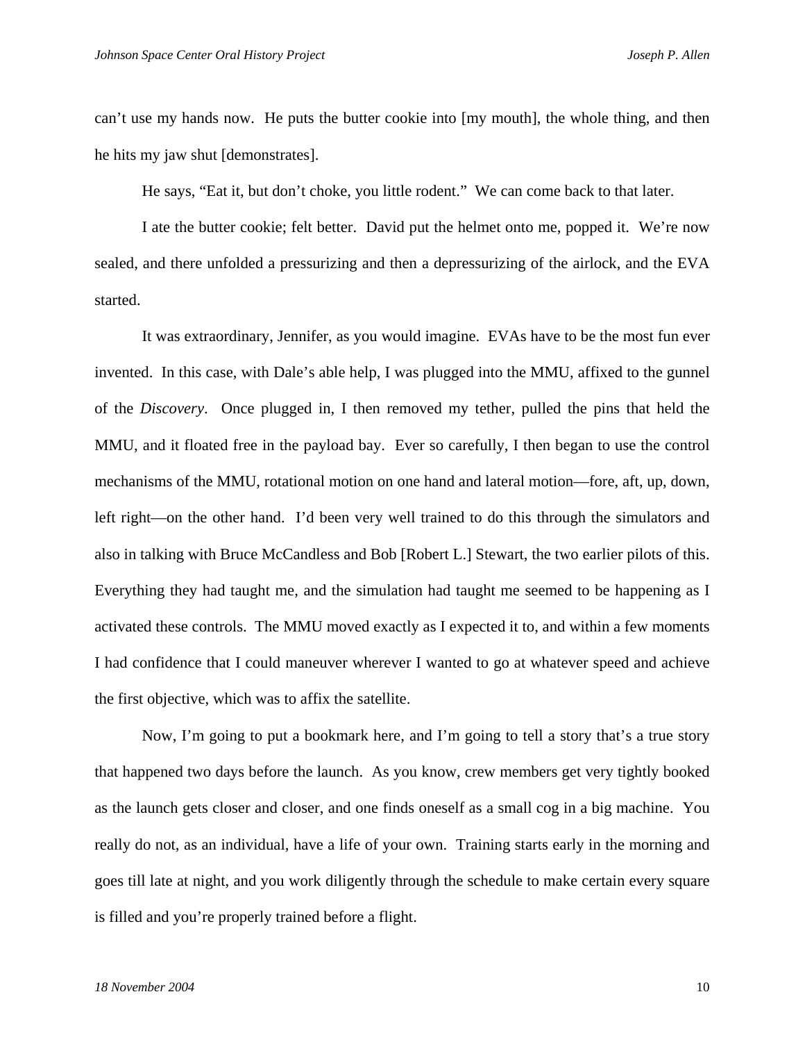can’t use my hands now. He puts the butter cookie into [my mouth], the whole thing, and then he hits my jaw shut [demonstrates].

He says, “Eat it, but don’t choke, you little rodent.” We can come back to that later.

I ate the butter cookie; felt better. David put the helmet onto me, popped it. We’re now sealed, and there unfolded a pressurizing and then a depressurizing of the airlock, and the EVA started.

It was extraordinary, Jennifer, as you would imagine. EVAs have to be the most fun ever invented. In this case, with Dale’s able help, I was plugged into the MMU, affixed to the gunnel of the *Discovery*. Once plugged in, I then removed my tether, pulled the pins that held the MMU, and it floated free in the payload bay. Ever so carefully, I then began to use the control mechanisms of the MMU, rotational motion on one hand and lateral motion—fore, aft, up, down, left right—on the other hand. I’d been very well trained to do this through the simulators and also in talking with Bruce McCandless and Bob [Robert L.] Stewart, the two earlier pilots of this. Everything they had taught me, and the simulation had taught me seemed to be happening as I activated these controls. The MMU moved exactly as I expected it to, and within a few moments I had confidence that I could maneuver wherever I wanted to go at whatever speed and achieve the first objective, which was to affix the satellite.

Now, I’m going to put a bookmark here, and I’m going to tell a story that’s a true story that happened two days before the launch. As you know, crew members get very tightly booked as the launch gets closer and closer, and one finds oneself as a small cog in a big machine. You really do not, as an individual, have a life of your own. Training starts early in the morning and goes till late at night, and you work diligently through the schedule to make certain every square is filled and you’re properly trained before a flight.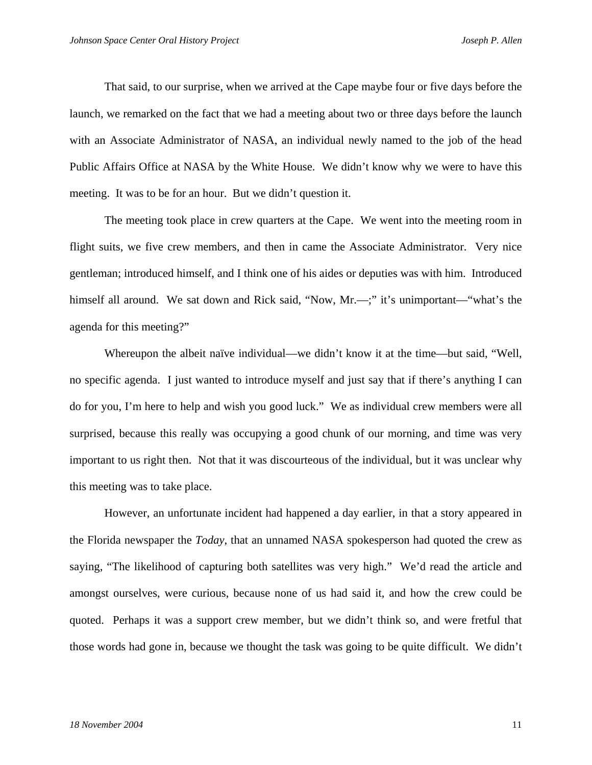That said, to our surprise, when we arrived at the Cape maybe four or five days before the launch, we remarked on the fact that we had a meeting about two or three days before the launch with an Associate Administrator of NASA, an individual newly named to the job of the head Public Affairs Office at NASA by the White House. We didn't know why we were to have this meeting. It was to be for an hour. But we didn't question it.

The meeting took place in crew quarters at the Cape. We went into the meeting room in flight suits, we five crew members, and then in came the Associate Administrator. Very nice gentleman; introduced himself, and I think one of his aides or deputies was with him. Introduced himself all around. We sat down and Rick said, "Now, Mr.—;" it's unimportant—"what's the agenda for this meeting?"

Whereupon the albeit naïve individual—we didn't know it at the time—but said, "Well, no specific agenda. I just wanted to introduce myself and just say that if there's anything I can do for you, I'm here to help and wish you good luck." We as individual crew members were all surprised, because this really was occupying a good chunk of our morning, and time was very important to us right then. Not that it was discourteous of the individual, but it was unclear why this meeting was to take place.

However, an unfortunate incident had happened a day earlier, in that a story appeared in the Florida newspaper the *Today*, that an unnamed NASA spokesperson had quoted the crew as saying, "The likelihood of capturing both satellites was very high." We'd read the article and amongst ourselves, were curious, because none of us had said it, and how the crew could be quoted. Perhaps it was a support crew member, but we didn't think so, and were fretful that those words had gone in, because we thought the task was going to be quite difficult. We didn't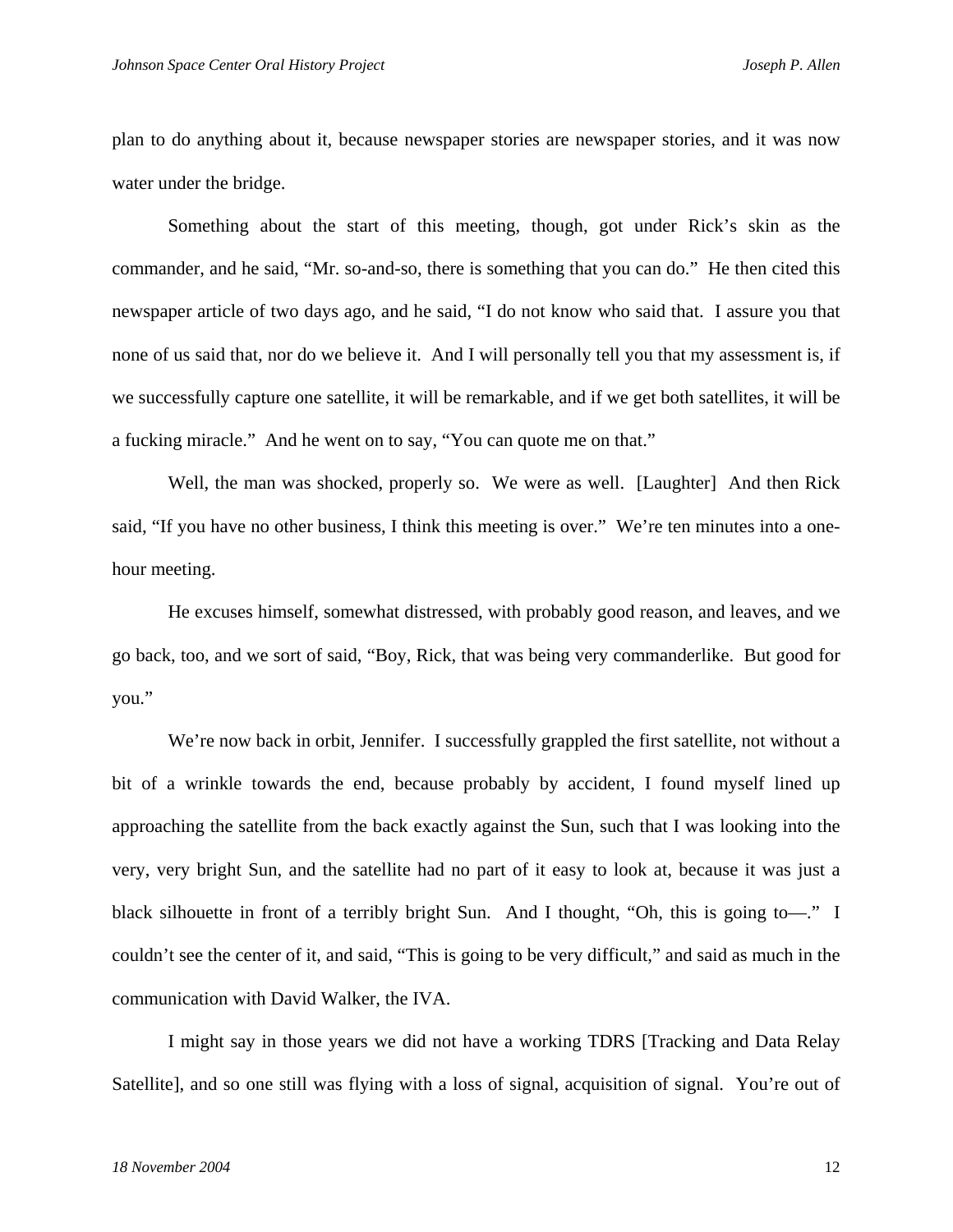plan to do anything about it, because newspaper stories are newspaper stories, and it was now water under the bridge.

Something about the start of this meeting, though, got under Rick's skin as the commander, and he said, "Mr. so-and-so, there is something that you can do." He then cited this newspaper article of two days ago, and he said, "I do not know who said that. I assure you that none of us said that, nor do we believe it. And I will personally tell you that my assessment is, if we successfully capture one satellite, it will be remarkable, and if we get both satellites, it will be a fucking miracle." And he went on to say, "You can quote me on that."

Well, the man was shocked, properly so. We were as well. [Laughter] And then Rick said, "If you have no other business, I think this meeting is over." We're ten minutes into a one-hour meeting.

He excuses himself, somewhat distressed, with probably good reason, and leaves, and we go back, too, and we sort of said, "Boy, Rick, that was being very commanderlike. But good for you."

We're now back in orbit, Jennifer. I successfully grappled the first satellite, not without a bit of a wrinkle towards the end, because probably by accident, I found myself lined up approaching the satellite from the back exactly against the Sun, such that I was looking into the very, very bright Sun, and the satellite had no part of it easy to look at, because it was just a black silhouette in front of a terribly bright Sun. And I thought, "Oh, this is going to—." I couldn't see the center of it, and said, "This is going to be very difficult," and said as much in the communication with David Walker, the IVA.

I might say in those years we did not have a working TDRS [Tracking and Data Relay Satellite], and so one still was flying with a loss of signal, acquisition of signal. You're out of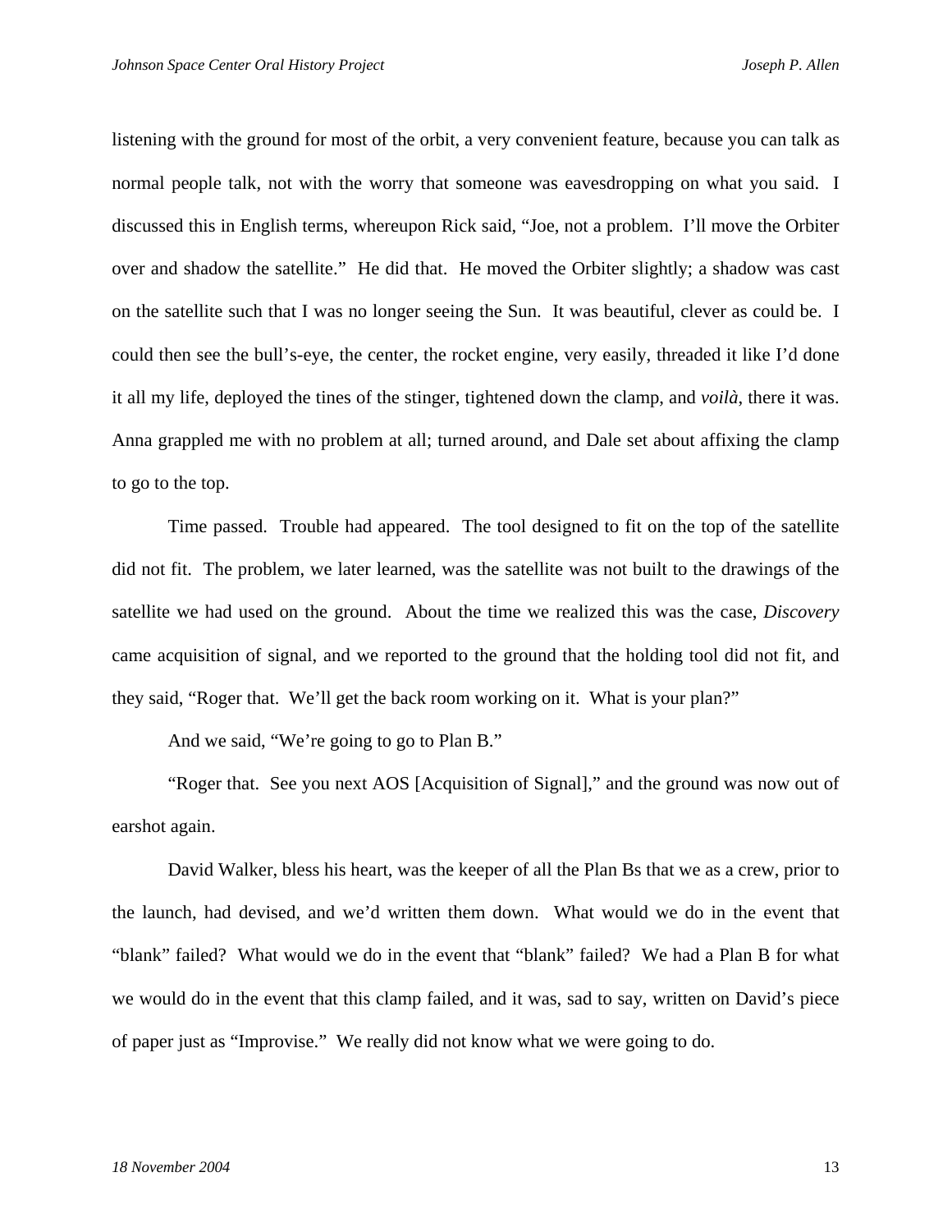listening with the ground for most of the orbit, a very convenient feature, because you can talk as normal people talk, not with the worry that someone was eavesdropping on what you said. I discussed this in English terms, whereupon Rick said, “Joe, not a problem. I’ll move the Orbiter over and shadow the satellite.” He did that. He moved the Orbiter slightly; a shadow was cast on the satellite such that I was no longer seeing the Sun. It was beautiful, clever as could be. I could then see the bull’s-eye, the center, the rocket engine, very easily, threaded it like I’d done it all my life, deployed the tines of the stinger, tightened down the clamp, and *voilà*, there it was. Anna grappled me with no problem at all; turned around, and Dale set about affixing the clamp to go to the top.

Time passed. Trouble had appeared. The tool designed to fit on the top of the satellite did not fit. The problem, we later learned, was the satellite was not built to the drawings of the satellite we had used on the ground. About the time we realized this was the case, *Discovery* came acquisition of signal, and we reported to the ground that the holding tool did not fit, and they said, “Roger that. We’ll get the back room working on it. What is your plan?”

And we said, “We’re going to go to Plan B.”

“Roger that. See you next AOS [Acquisition of Signal],” and the ground was now out of earshot again.

David Walker, bless his heart, was the keeper of all the Plan Bs that we as a crew, prior to the launch, had devised, and we’d written them down. What would we do in the event that “blank” failed? What would we do in the event that “blank” failed? We had a Plan B for what we would do in the event that this clamp failed, and it was, sad to say, written on David’s piece of paper just as “Improvise.” We really did not know what we were going to do.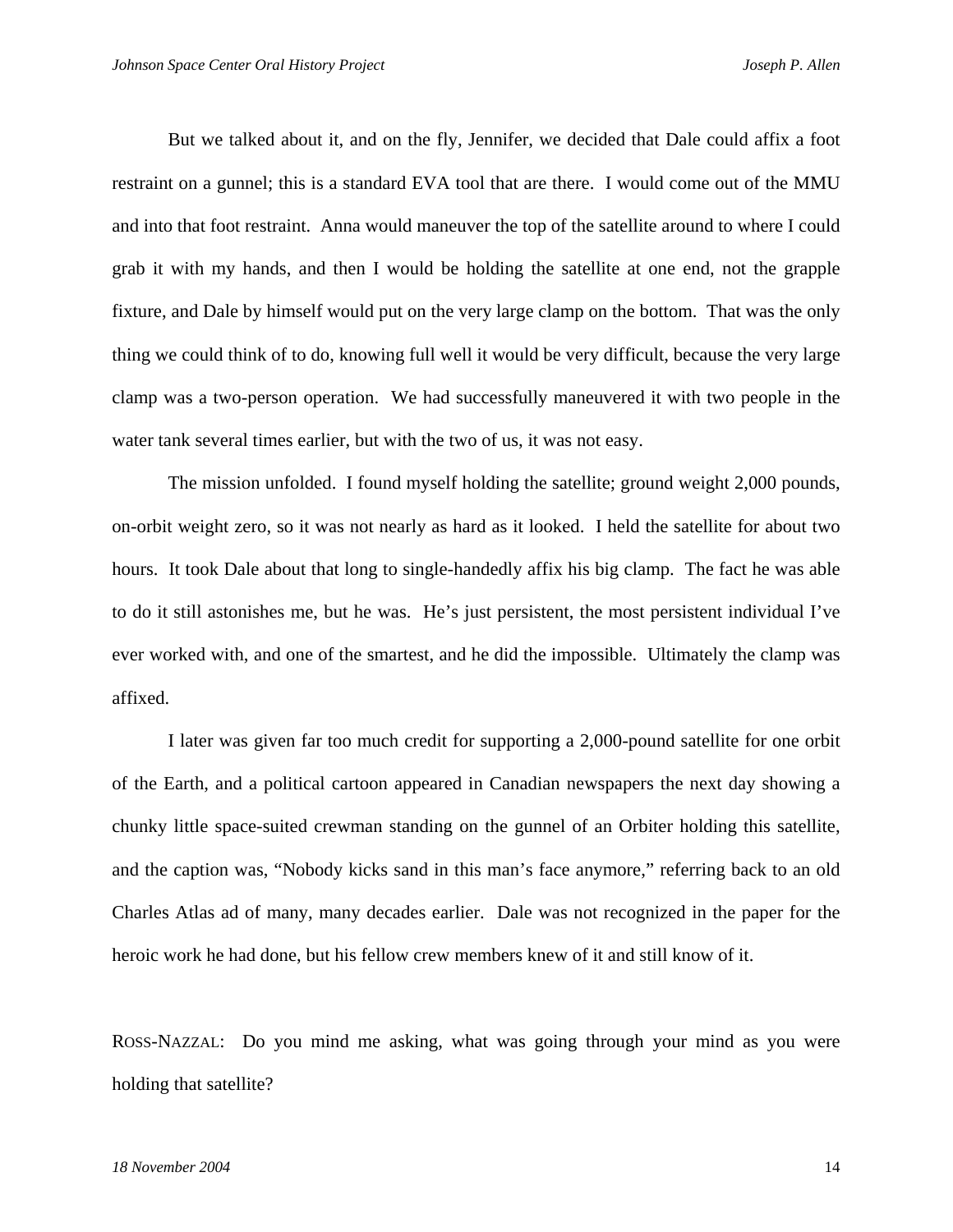But we talked about it, and on the fly, Jennifer, we decided that Dale could affix a foot restraint on a gunnel; this is a standard EVA tool that are there. I would come out of the MMU and into that foot restraint. Anna would maneuver the top of the satellite around to where I could grab it with my hands, and then I would be holding the satellite at one end, not the grapple fixture, and Dale by himself would put on the very large clamp on the bottom. That was the only thing we could think of to do, knowing full well it would be very difficult, because the very large clamp was a two-person operation. We had successfully maneuvered it with two people in the water tank several times earlier, but with the two of us, it was not easy.

The mission unfolded. I found myself holding the satellite; ground weight 2,000 pounds, on-orbit weight zero, so it was not nearly as hard as it looked. I held the satellite for about two hours. It took Dale about that long to single-handedly affix his big clamp. The fact he was able to do it still astonishes me, but he was. He's just persistent, the most persistent individual I've ever worked with, and one of the smartest, and he did the impossible. Ultimately the clamp was affixed.

I later was given far too much credit for supporting a 2,000-pound satellite for one orbit of the Earth, and a political cartoon appeared in Canadian newspapers the next day showing a chunky little space-suited crewman standing on the gunnel of an Orbiter holding this satellite, and the caption was, "Nobody kicks sand in this man's face anymore," referring back to an old Charles Atlas ad of many, many decades earlier. Dale was not recognized in the paper for the heroic work he had done, but his fellow crew members knew of it and still know of it.

ROSS-NAZZAL: Do you mind me asking, what was going through your mind as you were holding that satellite?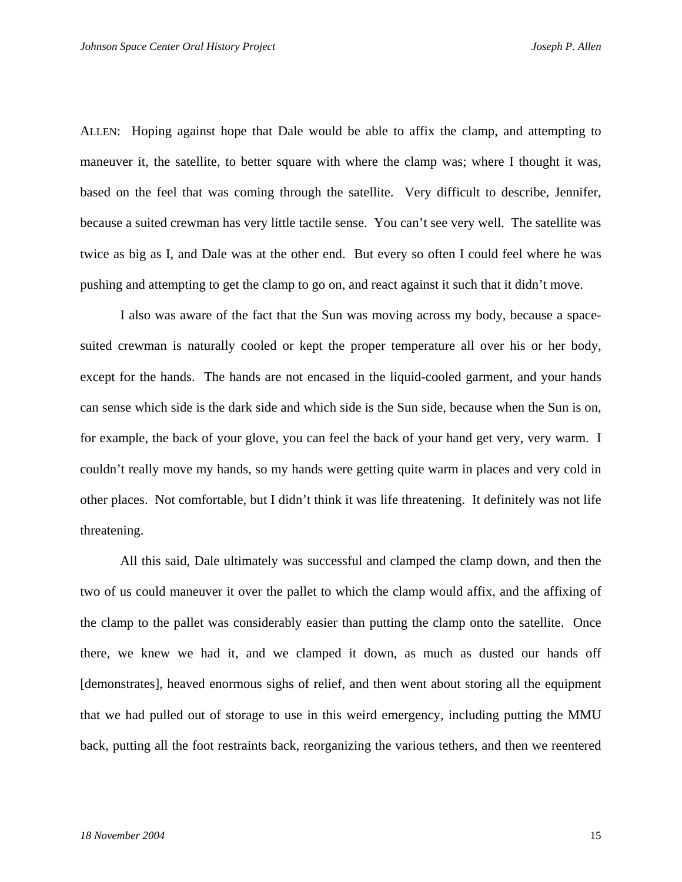ALLEN: Hoping against hope that Dale would be able to affix the clamp, and attempting to maneuver it, the satellite, to better square with where the clamp was; where I thought it was, based on the feel that was coming through the satellite. Very difficult to describe, Jennifer, because a suited crewman has very little tactile sense. You can't see very well. The satellite was twice as big as I, and Dale was at the other end. But every so often I could feel where he was pushing and attempting to get the clamp to go on, and react against it such that it didn't move.

I also was aware of the fact that the Sun was moving across my body, because a space-suited crewman is naturally cooled or kept the proper temperature all over his or her body, except for the hands. The hands are not encased in the liquid-cooled garment, and your hands can sense which side is the dark side and which side is the Sun side, because when the Sun is on, for example, the back of your glove, you can feel the back of your hand get very, very warm. I couldn't really move my hands, so my hands were getting quite warm in places and very cold in other places. Not comfortable, but I didn't think it was life threatening. It definitely was not life threatening.

All this said, Dale ultimately was successful and clamped the clamp down, and then the two of us could maneuver it over the pallet to which the clamp would affix, and the affixing of the clamp to the pallet was considerably easier than putting the clamp onto the satellite. Once there, we knew we had it, and we clamped it down, as much as dusted our hands off [demonstrates], heaved enormous sighs of relief, and then went about storing all the equipment that we had pulled out of storage to use in this weird emergency, including putting the MMU back, putting all the foot restraints back, reorganizing the various tethers, and then we reentered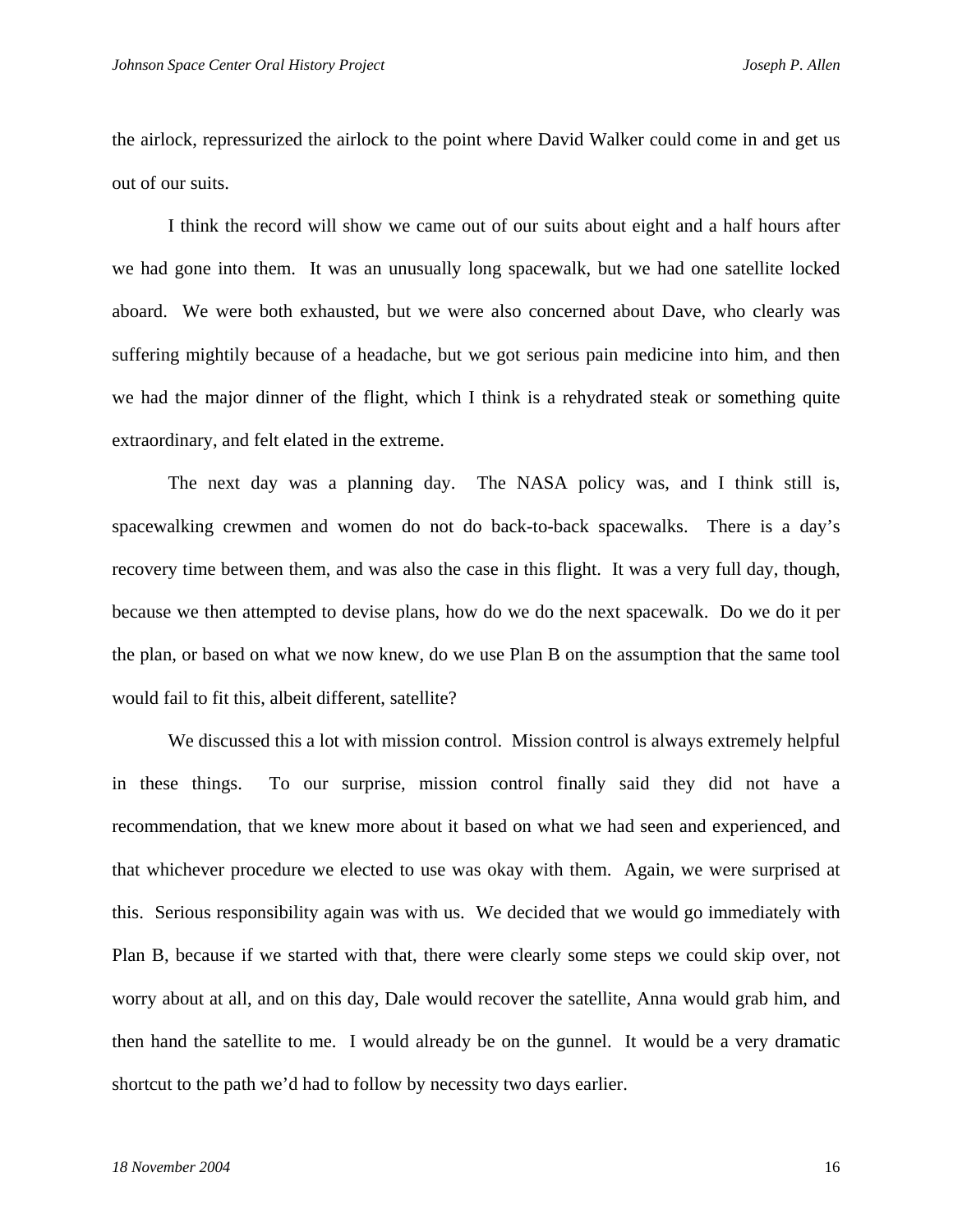the airlock, repressurized the airlock to the point where David Walker could come in and get us out of our suits.

I think the record will show we came out of our suits about eight and a half hours after we had gone into them. It was an unusually long spacewalk, but we had one satellite locked aboard. We were both exhausted, but we were also concerned about Dave, who clearly was suffering mightily because of a headache, but we got serious pain medicine into him, and then we had the major dinner of the flight, which I think is a rehydrated steak or something quite extraordinary, and felt elated in the extreme.

The next day was a planning day. The NASA policy was, and I think still is, spacewalking crewmen and women do not do back-to-back spacewalks. There is a day's recovery time between them, and was also the case in this flight. It was a very full day, though, because we then attempted to devise plans, how do we do the next spacewalk. Do we do it per the plan, or based on what we now knew, do we use Plan B on the assumption that the same tool would fail to fit this, albeit different, satellite?

We discussed this a lot with mission control. Mission control is always extremely helpful in these things. To our surprise, mission control finally said they did not have a recommendation, that we knew more about it based on what we had seen and experienced, and that whichever procedure we elected to use was okay with them. Again, we were surprised at this. Serious responsibility again was with us. We decided that we would go immediately with Plan B, because if we started with that, there were clearly some steps we could skip over, not worry about at all, and on this day, Dale would recover the satellite, Anna would grab him, and then hand the satellite to me. I would already be on the gunnel. It would be a very dramatic shortcut to the path we'd had to follow by necessity two days earlier.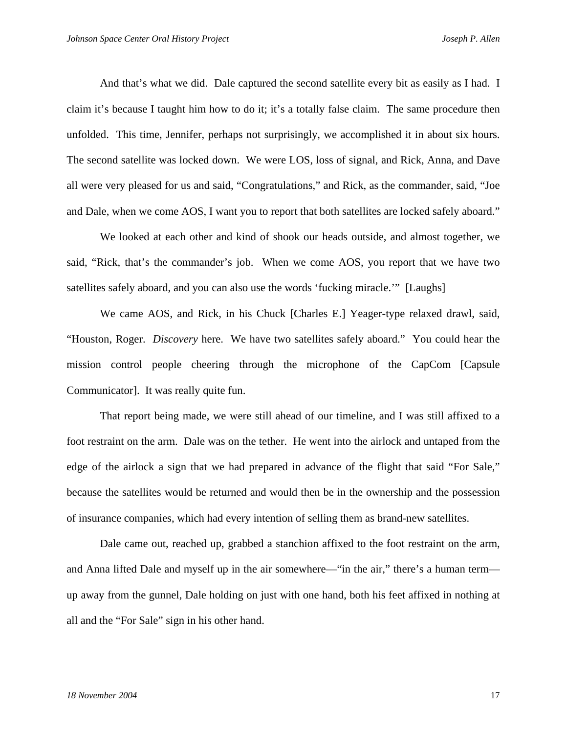And that's what we did. Dale captured the second satellite every bit as easily as I had. I claim it's because I taught him how to do it; it's a totally false claim. The same procedure then unfolded. This time, Jennifer, perhaps not surprisingly, we accomplished it in about six hours. The second satellite was locked down. We were LOS, loss of signal, and Rick, Anna, and Dave all were very pleased for us and said, "Congratulations," and Rick, as the commander, said, "Joe and Dale, when we come AOS, I want you to report that both satellites are locked safely aboard."

We looked at each other and kind of shook our heads outside, and almost together, we said, "Rick, that's the commander's job. When we come AOS, you report that we have two satellites safely aboard, and you can also use the words 'fucking miracle.'" [Laughs]

We came AOS, and Rick, in his Chuck [Charles E.] Yeager-type relaxed drawl, said, "Houston, Roger. *Discovery* here. We have two satellites safely aboard." You could hear the mission control people cheering through the microphone of the CapCom [Capsule Communicator]. It was really quite fun.

That report being made, we were still ahead of our timeline, and I was still affixed to a foot restraint on the arm. Dale was on the tether. He went into the airlock and untaped from the edge of the airlock a sign that we had prepared in advance of the flight that said "For Sale," because the satellites would be returned and would then be in the ownership and the possession of insurance companies, which had every intention of selling them as brand-new satellites.

Dale came out, reached up, grabbed a stanchion affixed to the foot restraint on the arm, and Anna lifted Dale and myself up in the air somewhere—"in the air," there's a human term—up away from the gunnel, Dale holding on just with one hand, both his feet affixed in nothing at all and the "For Sale" sign in his other hand.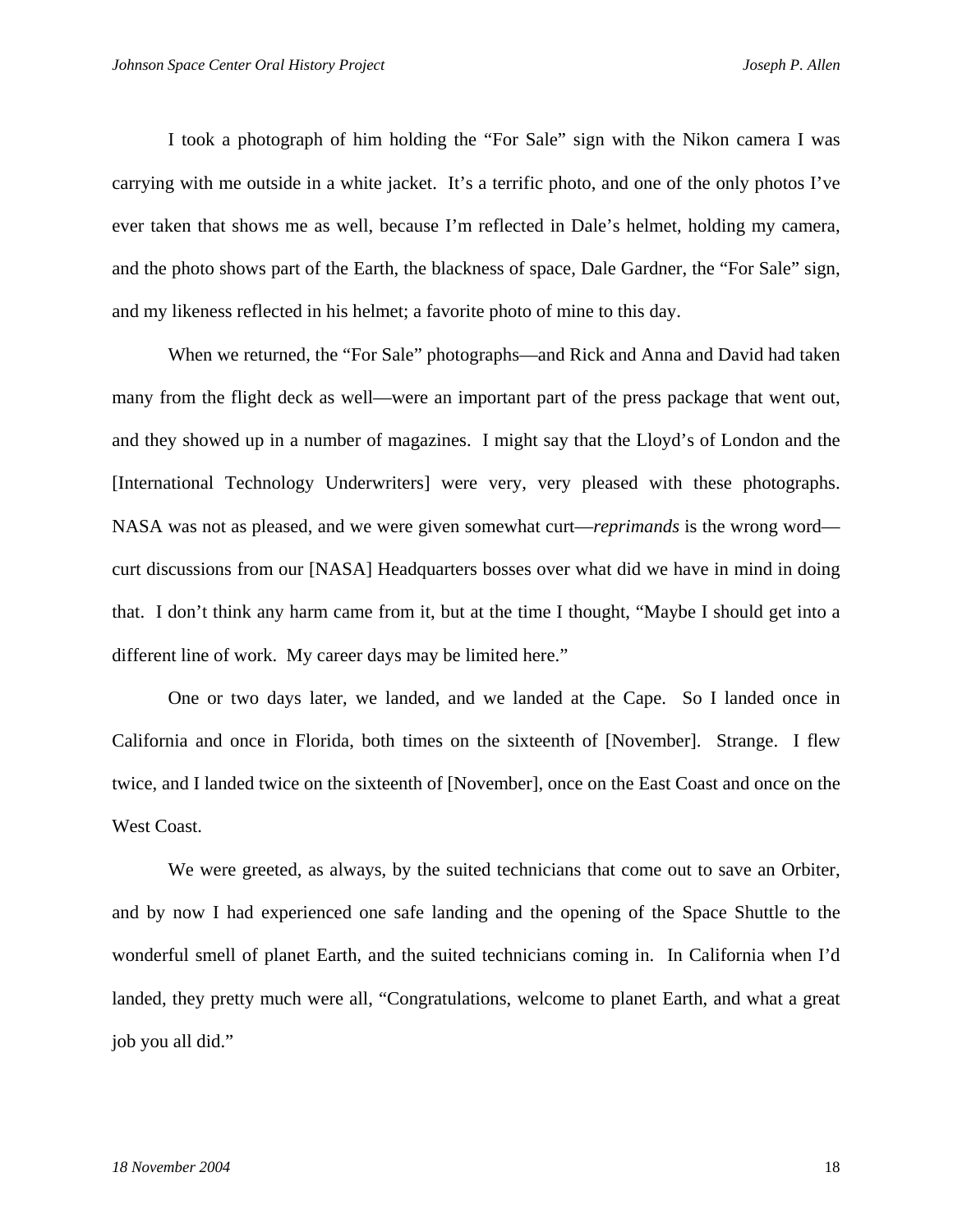I took a photograph of him holding the "For Sale" sign with the Nikon camera I was carrying with me outside in a white jacket. It's a terrific photo, and one of the only photos I've ever taken that shows me as well, because I'm reflected in Dale's helmet, holding my camera, and the photo shows part of the Earth, the blackness of space, Dale Gardner, the "For Sale" sign, and my likeness reflected in his helmet; a favorite photo of mine to this day.

When we returned, the "For Sale" photographs—and Rick and Anna and David had taken many from the flight deck as well—were an important part of the press package that went out, and they showed up in a number of magazines. I might say that the Lloyd's of London and the [International Technology Underwriters] were very, very pleased with these photographs. NASA was not as pleased, and we were given somewhat curt—*reprimands* is the wrong word—curt discussions from our [NASA] Headquarters bosses over what did we have in mind in doing that. I don't think any harm came from it, but at the time I thought, "Maybe I should get into a different line of work. My career days may be limited here."

One or two days later, we landed, and we landed at the Cape. So I landed once in California and once in Florida, both times on the sixteenth of [November]. Strange. I flew twice, and I landed twice on the sixteenth of [November], once on the East Coast and once on the West Coast.

We were greeted, as always, by the suited technicians that come out to save an Orbiter, and by now I had experienced one safe landing and the opening of the Space Shuttle to the wonderful smell of planet Earth, and the suited technicians coming in. In California when I'd landed, they pretty much were all, "Congratulations, welcome to planet Earth, and what a great job you all did."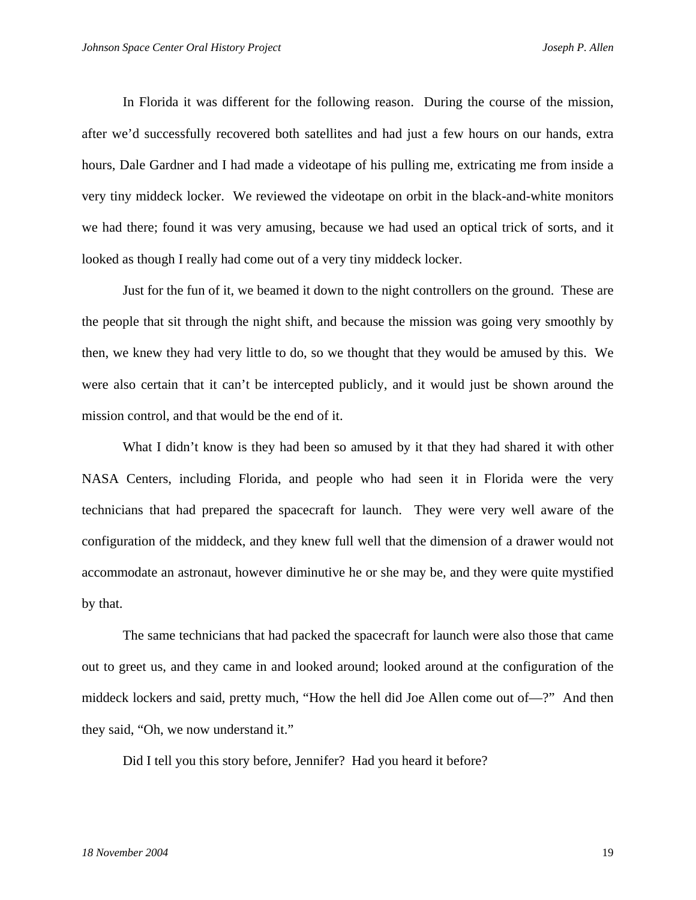In Florida it was different for the following reason. During the course of the mission, after we'd successfully recovered both satellites and had just a few hours on our hands, extra hours, Dale Gardner and I had made a videotape of his pulling me, extricating me from inside a very tiny middeck locker. We reviewed the videotape on orbit in the black-and-white monitors we had there; found it was very amusing, because we had used an optical trick of sorts, and it looked as though I really had come out of a very tiny middeck locker.

Just for the fun of it, we beamed it down to the night controllers on the ground. These are the people that sit through the night shift, and because the mission was going very smoothly by then, we knew they had very little to do, so we thought that they would be amused by this. We were also certain that it can't be intercepted publicly, and it would just be shown around the mission control, and that would be the end of it.

What I didn't know is they had been so amused by it that they had shared it with other NASA Centers, including Florida, and people who had seen it in Florida were the very technicians that had prepared the spacecraft for launch. They were very well aware of the configuration of the middeck, and they knew full well that the dimension of a drawer would not accommodate an astronaut, however diminutive he or she may be, and they were quite mystified by that.

The same technicians that had packed the spacecraft for launch were also those that came out to greet us, and they came in and looked around; looked around at the configuration of the middeck lockers and said, pretty much, "How the hell did Joe Allen come out of—?" And then they said, "Oh, we now understand it."

Did I tell you this story before, Jennifer? Had you heard it before?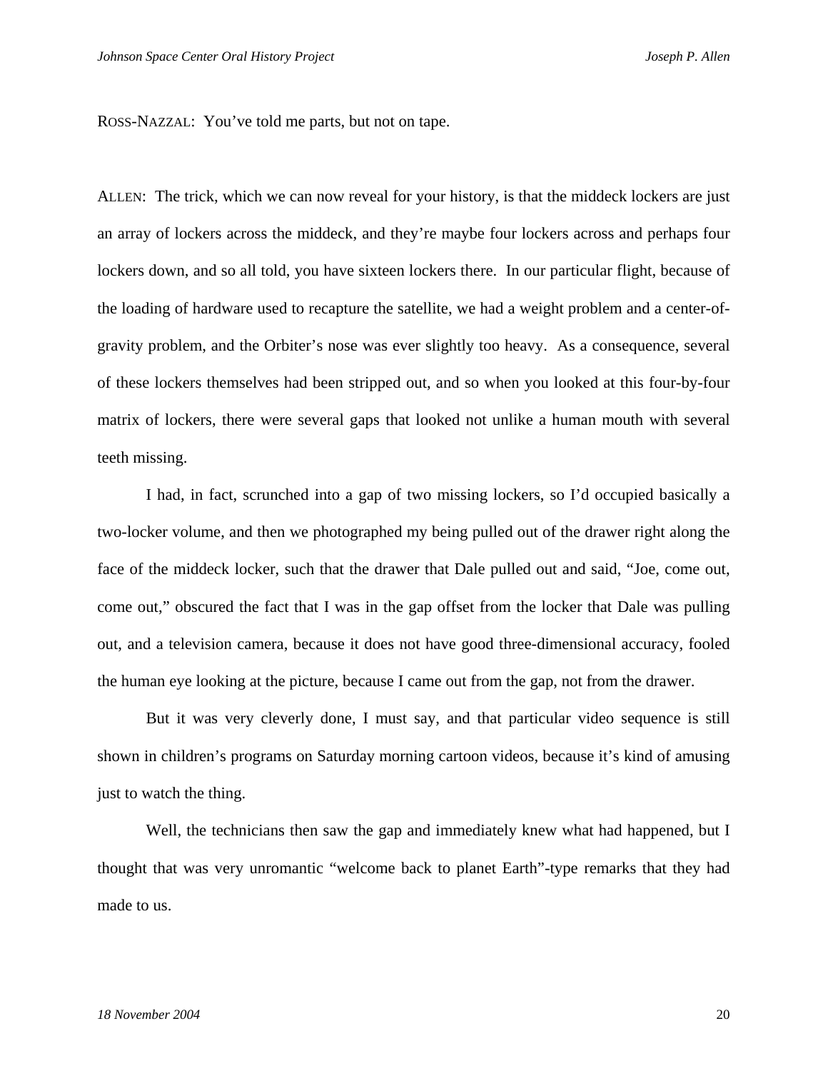ROSS-NAZZAL: You've told me parts, but not on tape.

ALLEN: The trick, which we can now reveal for your history, is that the middeck lockers are just an array of lockers across the middeck, and they're maybe four lockers across and perhaps four lockers down, and so all told, you have sixteen lockers there. In our particular flight, because of the loading of hardware used to recapture the satellite, we had a weight problem and a center-of-gravity problem, and the Orbiter's nose was ever slightly too heavy. As a consequence, several of these lockers themselves had been stripped out, and so when you looked at this four-by-four matrix of lockers, there were several gaps that looked not unlike a human mouth with several teeth missing.

I had, in fact, scrunched into a gap of two missing lockers, so I'd occupied basically a two-locker volume, and then we photographed my being pulled out of the drawer right along the face of the middeck locker, such that the drawer that Dale pulled out and said, "Joe, come out, come out," obscured the fact that I was in the gap offset from the locker that Dale was pulling out, and a television camera, because it does not have good three-dimensional accuracy, fooled the human eye looking at the picture, because I came out from the gap, not from the drawer.

But it was very cleverly done, I must say, and that particular video sequence is still shown in children's programs on Saturday morning cartoon videos, because it's kind of amusing just to watch the thing.

Well, the technicians then saw the gap and immediately knew what had happened, but I thought that was very unromantic "welcome back to planet Earth"-type remarks that they had made to us.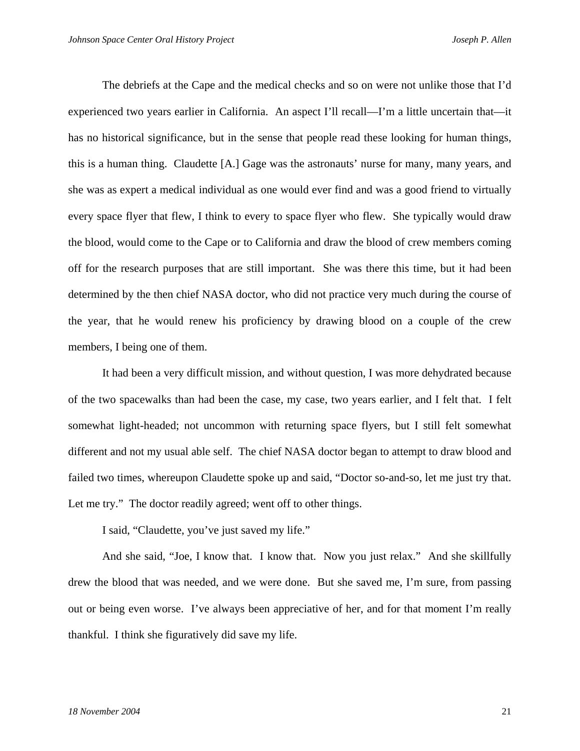The debriefs at the Cape and the medical checks and so on were not unlike those that I'd experienced two years earlier in California. An aspect I'll recall—I'm a little uncertain that—it has no historical significance, but in the sense that people read these looking for human things, this is a human thing. Claudette [A.] Gage was the astronauts' nurse for many, many years, and she was as expert a medical individual as one would ever find and was a good friend to virtually every space flyer that flew, I think to every to space flyer who flew. She typically would draw the blood, would come to the Cape or to California and draw the blood of crew members coming off for the research purposes that are still important. She was there this time, but it had been determined by the then chief NASA doctor, who did not practice very much during the course of the year, that he would renew his proficiency by drawing blood on a couple of the crew members, I being one of them.

It had been a very difficult mission, and without question, I was more dehydrated because of the two spacewalks than had been the case, my case, two years earlier, and I felt that. I felt somewhat light-headed; not uncommon with returning space flyers, but I still felt somewhat different and not my usual able self. The chief NASA doctor began to attempt to draw blood and failed two times, whereupon Claudette spoke up and said, "Doctor so-and-so, let me just try that. Let me try." The doctor readily agreed; went off to other things.

I said, "Claudette, you've just saved my life."

And she said, "Joe, I know that. I know that. Now you just relax." And she skillfully drew the blood that was needed, and we were done. But she saved me, I'm sure, from passing out or being even worse. I've always been appreciative of her, and for that moment I'm really thankful. I think she figuratively did save my life.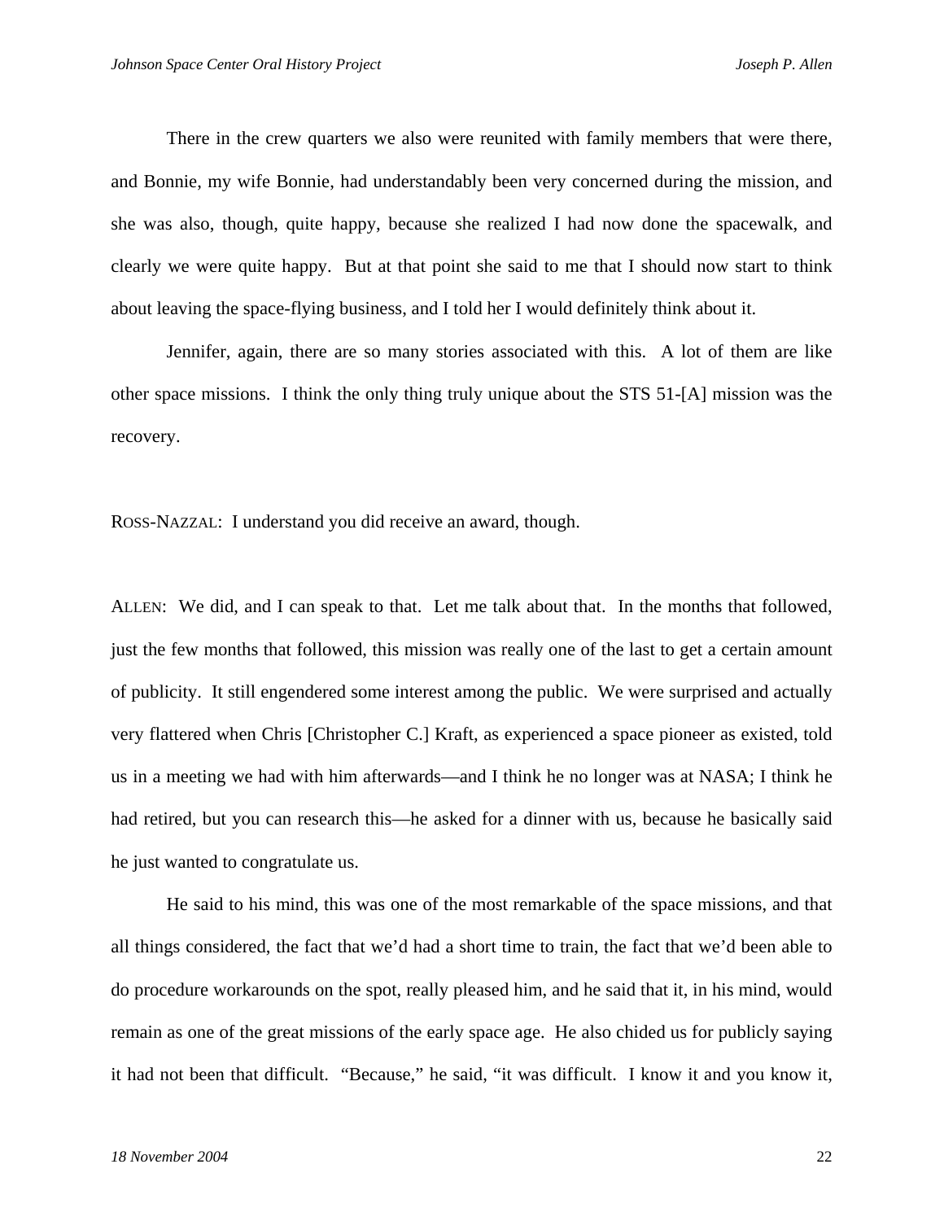There in the crew quarters we also were reunited with family members that were there, and Bonnie, my wife Bonnie, had understandably been very concerned during the mission, and she was also, though, quite happy, because she realized I had now done the spacewalk, and clearly we were quite happy. But at that point she said to me that I should now start to think about leaving the space-flying business, and I told her I would definitely think about it.

Jennifer, again, there are so many stories associated with this. A lot of them are like other space missions. I think the only thing truly unique about the STS 51-[A] mission was the recovery.

ROSS-NAZZAL: I understand you did receive an award, though.

ALLEN: We did, and I can speak to that. Let me talk about that. In the months that followed, just the few months that followed, this mission was really one of the last to get a certain amount of publicity. It still engendered some interest among the public. We were surprised and actually very flattered when Chris [Christopher C.] Kraft, as experienced a space pioneer as existed, told us in a meeting we had with him afterwards—and I think he no longer was at NASA; I think he had retired, but you can research this—he asked for a dinner with us, because he basically said he just wanted to congratulate us.

He said to his mind, this was one of the most remarkable of the space missions, and that all things considered, the fact that we'd had a short time to train, the fact that we'd been able to do procedure workarounds on the spot, really pleased him, and he said that it, in his mind, would remain as one of the great missions of the early space age. He also chided us for publicly saying it had not been that difficult. "Because," he said, "it was difficult. I know it and you know it,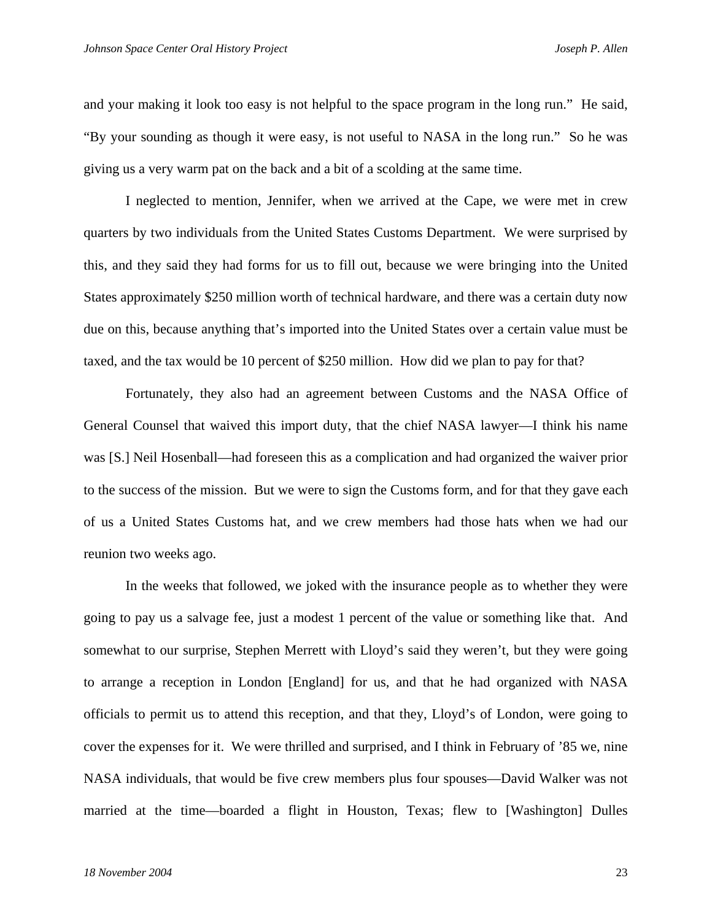and your making it look too easy is not helpful to the space program in the long run." He said, "By your sounding as though it were easy, is not useful to NASA in the long run." So he was giving us a very warm pat on the back and a bit of a scolding at the same time.

I neglected to mention, Jennifer, when we arrived at the Cape, we were met in crew quarters by two individuals from the United States Customs Department. We were surprised by this, and they said they had forms for us to fill out, because we were bringing into the United States approximately $250 million worth of technical hardware, and there was a certain duty now due on this, because anything that's imported into the United States over a certain value must be taxed, and the tax would be 10 percent of $250 million. How did we plan to pay for that?

Fortunately, they also had an agreement between Customs and the NASA Office of General Counsel that waived this import duty, that the chief NASA lawyer—I think his name was [S.] Neil Hosenball—had foreseen this as a complication and had organized the waiver prior to the success of the mission. But we were to sign the Customs form, and for that they gave each of us a United States Customs hat, and we crew members had those hats when we had our reunion two weeks ago.

In the weeks that followed, we joked with the insurance people as to whether they were going to pay us a salvage fee, just a modest 1 percent of the value or something like that. And somewhat to our surprise, Stephen Merrett with Lloyd's said they weren't, but they were going to arrange a reception in London [England] for us, and that he had organized with NASA officials to permit us to attend this reception, and that they, Lloyd's of London, were going to cover the expenses for it. We were thrilled and surprised, and I think in February of '85 we, nine NASA individuals, that would be five crew members plus four spouses—David Walker was not married at the time—boarded a flight in Houston, Texas; flew to [Washington] Dulles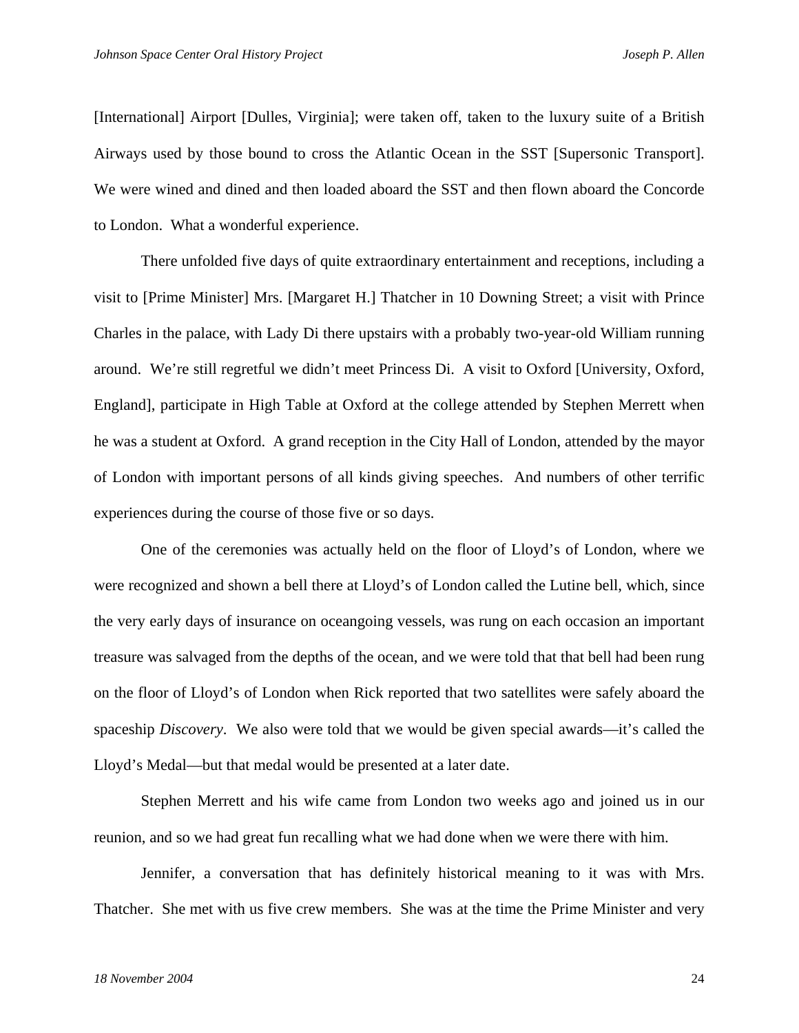[International] Airport [Dulles, Virginia]; were taken off, taken to the luxury suite of a British Airways used by those bound to cross the Atlantic Ocean in the SST [Supersonic Transport]. We were wined and dined and then loaded aboard the SST and then flown aboard the Concorde to London. What a wonderful experience.

There unfolded five days of quite extraordinary entertainment and receptions, including a visit to [Prime Minister] Mrs. [Margaret H.] Thatcher in 10 Downing Street; a visit with Prince Charles in the palace, with Lady Di there upstairs with a probably two-year-old William running around. We're still regretful we didn't meet Princess Di. A visit to Oxford [University, Oxford, England], participate in High Table at Oxford at the college attended by Stephen Merrett when he was a student at Oxford. A grand reception in the City Hall of London, attended by the mayor of London with important persons of all kinds giving speeches. And numbers of other terrific experiences during the course of those five or so days.

One of the ceremonies was actually held on the floor of Lloyd's of London, where we were recognized and shown a bell there at Lloyd's of London called the Lutine bell, which, since the very early days of insurance on oceangoing vessels, was rung on each occasion an important treasure was salvaged from the depths of the ocean, and we were told that that bell had been rung on the floor of Lloyd's of London when Rick reported that two satellites were safely aboard the spaceship *Discovery*. We also were told that we would be given special awards—it's called the Lloyd's Medal—but that medal would be presented at a later date.

Stephen Merrett and his wife came from London two weeks ago and joined us in our reunion, and so we had great fun recalling what we had done when we were there with him.

Jennifer, a conversation that has definitely historical meaning to it was with Mrs. Thatcher. She met with us five crew members. She was at the time the Prime Minister and very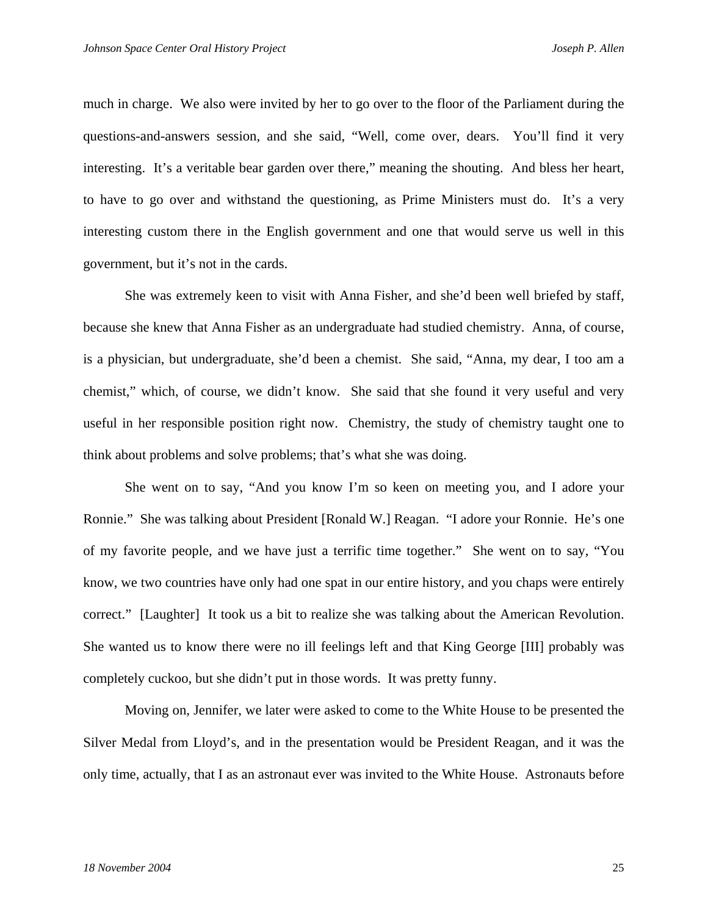much in charge. We also were invited by her to go over to the floor of the Parliament during the questions-and-answers session, and she said, "Well, come over, dears. You'll find it very interesting. It's a veritable bear garden over there," meaning the shouting. And bless her heart, to have to go over and withstand the questioning, as Prime Ministers must do. It's a very interesting custom there in the English government and one that would serve us well in this government, but it's not in the cards.

She was extremely keen to visit with Anna Fisher, and she'd been well briefed by staff, because she knew that Anna Fisher as an undergraduate had studied chemistry. Anna, of course, is a physician, but undergraduate, she'd been a chemist. She said, "Anna, my dear, I too am a chemist," which, of course, we didn't know. She said that she found it very useful and very useful in her responsible position right now. Chemistry, the study of chemistry taught one to think about problems and solve problems; that's what she was doing.

She went on to say, "And you know I'm so keen on meeting you, and I adore your Ronnie." She was talking about President [Ronald W.] Reagan. "I adore your Ronnie. He's one of my favorite people, and we have just a terrific time together." She went on to say, "You know, we two countries have only had one spat in our entire history, and you chaps were entirely correct." [Laughter] It took us a bit to realize she was talking about the American Revolution. She wanted us to know there were no ill feelings left and that King George [III] probably was completely cuckoo, but she didn't put in those words. It was pretty funny.

Moving on, Jennifer, we later were asked to come to the White House to be presented the Silver Medal from Lloyd's, and in the presentation would be President Reagan, and it was the only time, actually, that I as an astronaut ever was invited to the White House. Astronauts before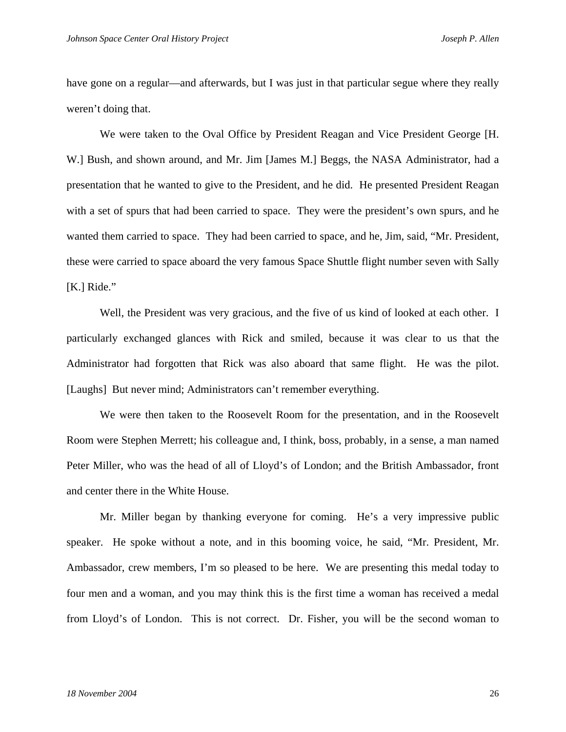have gone on a regular—and afterwards, but I was just in that particular segue where they really weren't doing that.

We were taken to the Oval Office by President Reagan and Vice President George [H. W.] Bush, and shown around, and Mr. Jim [James M.] Beggs, the NASA Administrator, had a presentation that he wanted to give to the President, and he did. He presented President Reagan with a set of spurs that had been carried to space. They were the president's own spurs, and he wanted them carried to space. They had been carried to space, and he, Jim, said, "Mr. President, these were carried to space aboard the very famous Space Shuttle flight number seven with Sally [K.] Ride."

Well, the President was very gracious, and the five of us kind of looked at each other. I particularly exchanged glances with Rick and smiled, because it was clear to us that the Administrator had forgotten that Rick was also aboard that same flight. He was the pilot. [Laughs] But never mind; Administrators can't remember everything.

We were then taken to the Roosevelt Room for the presentation, and in the Roosevelt Room were Stephen Merrett; his colleague and, I think, boss, probably, in a sense, a man named Peter Miller, who was the head of all of Lloyd's of London; and the British Ambassador, front and center there in the White House.

Mr. Miller began by thanking everyone for coming. He's a very impressive public speaker. He spoke without a note, and in this booming voice, he said, "Mr. President, Mr. Ambassador, crew members, I'm so pleased to be here. We are presenting this medal today to four men and a woman, and you may think this is the first time a woman has received a medal from Lloyd's of London. This is not correct. Dr. Fisher, you will be the second woman to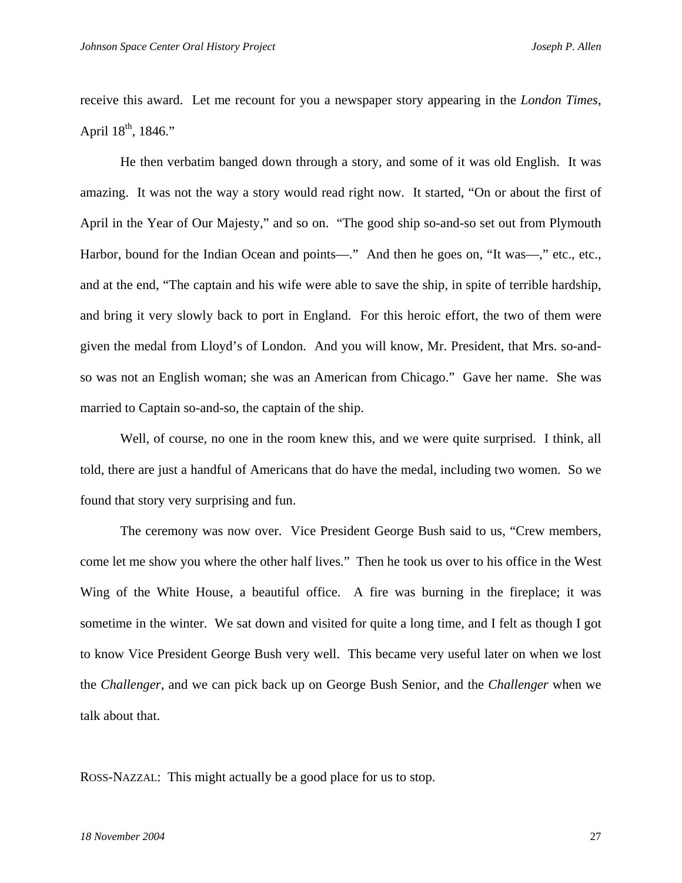receive this award. Let me recount for you a newspaper story appearing in the *London Times*, April 18th, 1846."

He then verbatim banged down through a story, and some of it was old English. It was amazing. It was not the way a story would read right now. It started, "On or about the first of April in the Year of Our Majesty," and so on. "The good ship so-and-so set out from Plymouth Harbor, bound for the Indian Ocean and points—." And then he goes on, "It was—," etc., etc., and at the end, "The captain and his wife were able to save the ship, in spite of terrible hardship, and bring it very slowly back to port in England. For this heroic effort, the two of them were given the medal from Lloyd's of London. And you will know, Mr. President, that Mrs. so-and-so was not an English woman; she was an American from Chicago." Gave her name. She was married to Captain so-and-so, the captain of the ship.

Well, of course, no one in the room knew this, and we were quite surprised. I think, all told, there are just a handful of Americans that do have the medal, including two women. So we found that story very surprising and fun.

The ceremony was now over. Vice President George Bush said to us, "Crew members, come let me show you where the other half lives." Then he took us over to his office in the West Wing of the White House, a beautiful office. A fire was burning in the fireplace; it was sometime in the winter. We sat down and visited for quite a long time, and I felt as though I got to know Vice President George Bush very well. This became very useful later on when we lost the *Challenger*, and we can pick back up on George Bush Senior, and the *Challenger* when we talk about that.

ROSS-NAZZAL: This might actually be a good place for us to stop.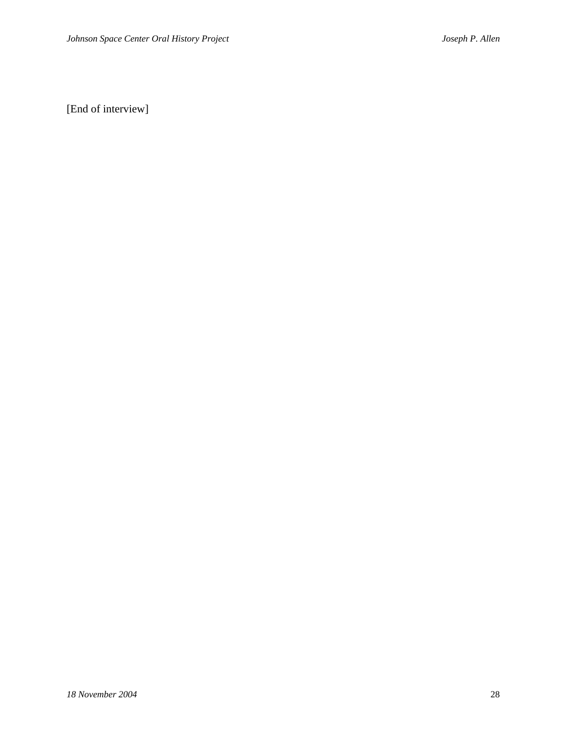[End of interview]